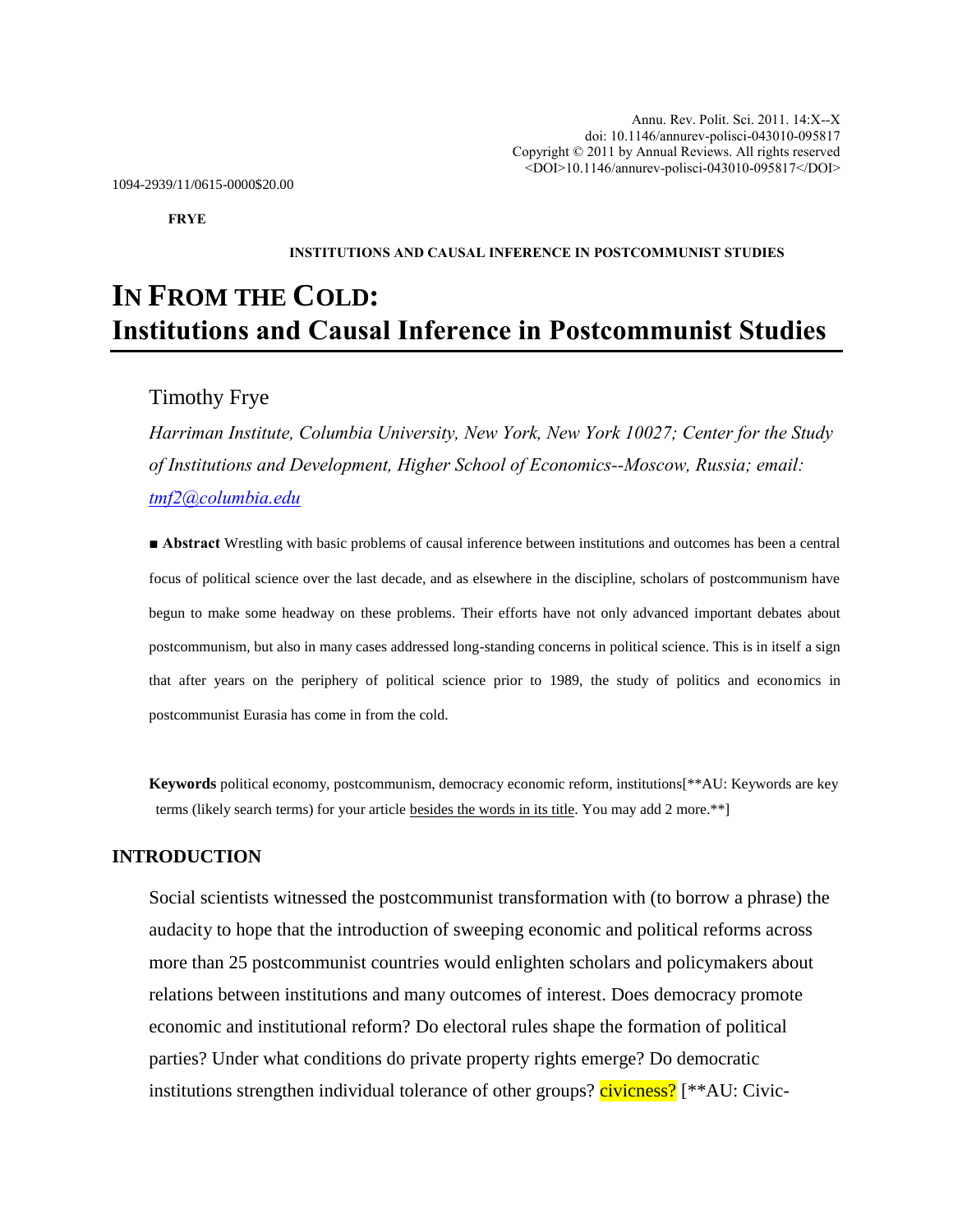Annu. Rev. Polit. Sci. 2011. 14:X--X
doi: 10.1146/annurev-polisci-043010-095817
Copyright © 2011 by Annual Reviews. All rights reserved
<DOI>10.1146/annurev-polisci-043010-095817</DOI>

1094-2939/11/0615-0000$20.00

**FRYE**

**INSTITUTIONS AND CAUSAL INFERENCE IN POSTCOMMUNIST STUDIES**

# IN FROM THE COLD: Institutions and Causal Inference in Postcommunist Studies

Timothy Frye

*Harriman Institute, Columbia University, New York, New York 10027; Center for the Study of Institutions and Development, Higher School of Economics--Moscow, Russia; email: tmf2@columbia.edu*

■ **Abstract** Wrestling with basic problems of causal inference between institutions and outcomes has been a central focus of political science over the last decade, and as elsewhere in the discipline, scholars of postcommunism have begun to make some headway on these problems. Their efforts have not only advanced important debates about postcommunism, but also in many cases addressed long-standing concerns in political science. This is in itself a sign that after years on the periphery of political science prior to 1989, the study of politics and economics in postcommunist Eurasia has come in from the cold.

**Keywords** political economy, postcommunism, democracy economic reform, institutions[**AU: Keywords are key terms (likely search terms) for your article besides the words in its title. You may add 2 more.**]

## INTRODUCTION

Social scientists witnessed the postcommunist transformation with (to borrow a phrase) the audacity to hope that the introduction of sweeping economic and political reforms across more than 25 postcommunist countries would enlighten scholars and policymakers about relations between institutions and many outcomes of interest. Does democracy promote economic and institutional reform? Do electoral rules shape the formation of political parties? Under what conditions do private property rights emerge? Do democratic institutions strengthen individual tolerance of other groups? civicness? [**AU: Civic-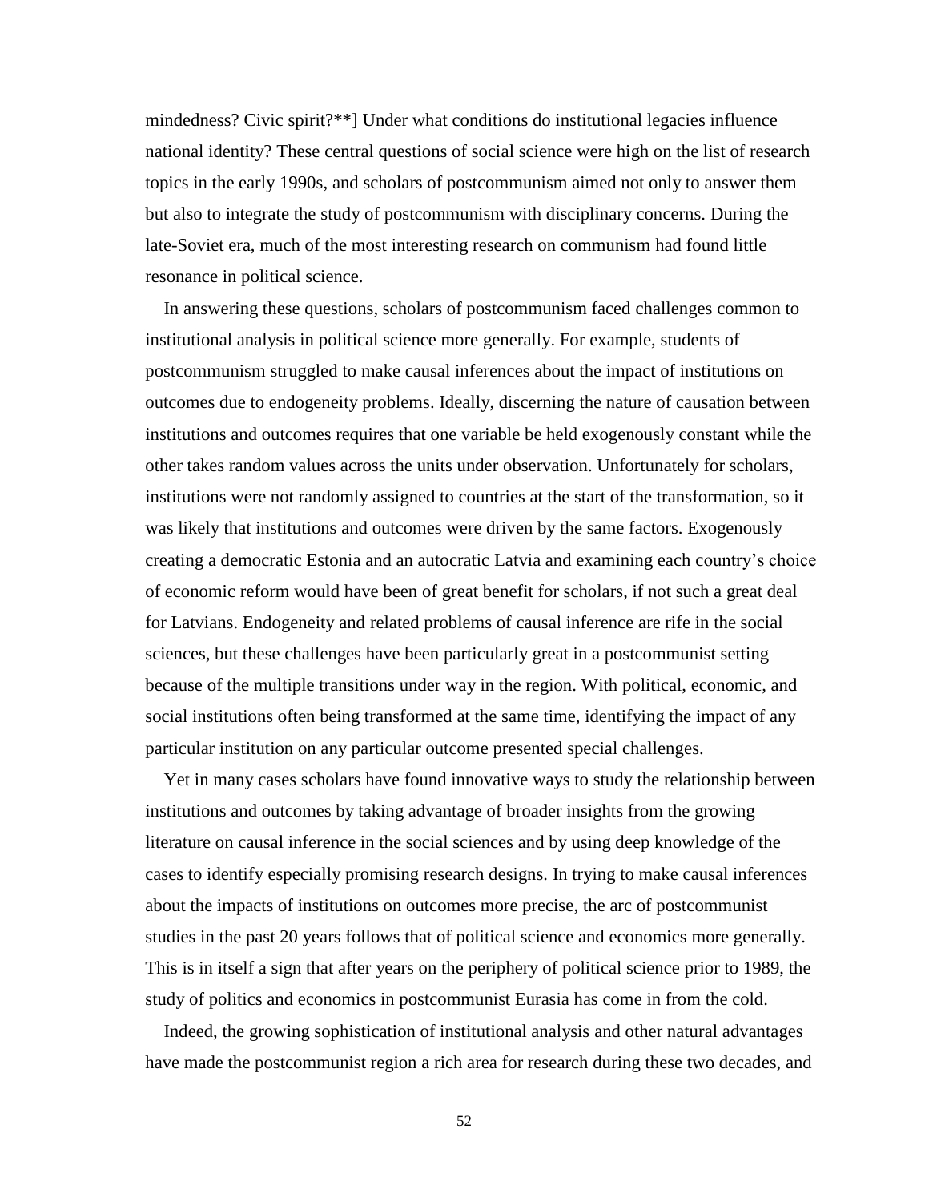mindedness? Civic spirit?**] Under what conditions do institutional legacies influence national identity? These central questions of social science were high on the list of research topics in the early 1990s, and scholars of postcommunism aimed not only to answer them but also to integrate the study of postcommunism with disciplinary concerns. During the late-Soviet era, much of the most interesting research on communism had found little resonance in political science.

In answering these questions, scholars of postcommunism faced challenges common to institutional analysis in political science more generally. For example, students of postcommunism struggled to make causal inferences about the impact of institutions on outcomes due to endogeneity problems. Ideally, discerning the nature of causation between institutions and outcomes requires that one variable be held exogenously constant while the other takes random values across the units under observation. Unfortunately for scholars, institutions were not randomly assigned to countries at the start of the transformation, so it was likely that institutions and outcomes were driven by the same factors. Exogenously creating a democratic Estonia and an autocratic Latvia and examining each country's choice of economic reform would have been of great benefit for scholars, if not such a great deal for Latvians. Endogeneity and related problems of causal inference are rife in the social sciences, but these challenges have been particularly great in a postcommunist setting because of the multiple transitions under way in the region. With political, economic, and social institutions often being transformed at the same time, identifying the impact of any particular institution on any particular outcome presented special challenges.

Yet in many cases scholars have found innovative ways to study the relationship between institutions and outcomes by taking advantage of broader insights from the growing literature on causal inference in the social sciences and by using deep knowledge of the cases to identify especially promising research designs. In trying to make causal inferences about the impacts of institutions on outcomes more precise, the arc of postcommunist studies in the past 20 years follows that of political science and economics more generally. This is in itself a sign that after years on the periphery of political science prior to 1989, the study of politics and economics in postcommunist Eurasia has come in from the cold.

Indeed, the growing sophistication of institutional analysis and other natural advantages have made the postcommunist region a rich area for research during these two decades, and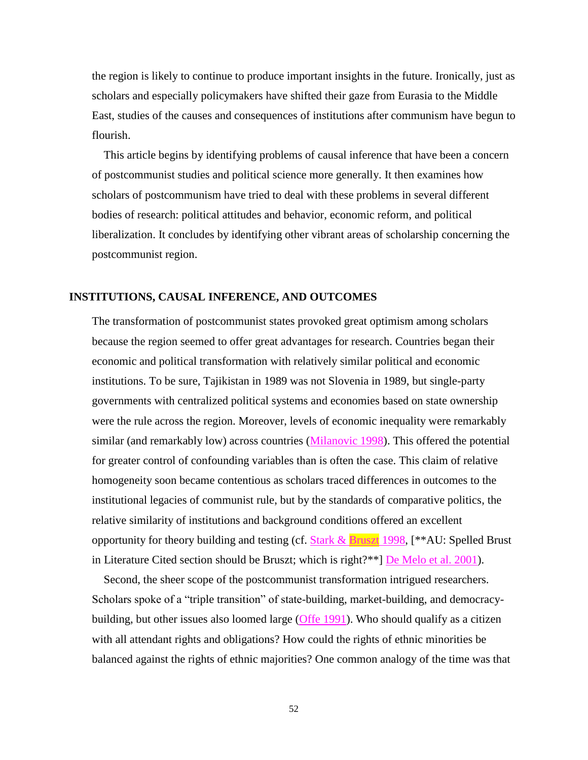the region is likely to continue to produce important insights in the future. Ironically, just as scholars and especially policymakers have shifted their gaze from Eurasia to the Middle East, studies of the causes and consequences of institutions after communism have begun to flourish.

This article begins by identifying problems of causal inference that have been a concern of postcommunist studies and political science more generally. It then examines how scholars of postcommunism have tried to deal with these problems in several different bodies of research: political attitudes and behavior, economic reform, and political liberalization. It concludes by identifying other vibrant areas of scholarship concerning the postcommunist region.

## INSTITUTIONS, CAUSAL INFERENCE, AND OUTCOMES

The transformation of postcommunist states provoked great optimism among scholars because the region seemed to offer great advantages for research. Countries began their economic and political transformation with relatively similar political and economic institutions. To be sure, Tajikistan in 1989 was not Slovenia in 1989, but single-party governments with centralized political systems and economies based on state ownership were the rule across the region. Moreover, levels of economic inequality were remarkably similar (and remarkably low) across countries (Milanovic 1998). This offered the potential for greater control of confounding variables than is often the case. This claim of relative homogeneity soon became contentious as scholars traced differences in outcomes to the institutional legacies of communist rule, but by the standards of comparative politics, the relative similarity of institutions and background conditions offered an excellent opportunity for theory building and testing (cf. Stark & Bruszt 1998, [**AU: Spelled Brust in Literature Cited section should be Bruszt; which is right?**] De Melo et al. 2001).

Second, the sheer scope of the postcommunist transformation intrigued researchers. Scholars spoke of a "triple transition" of state-building, market-building, and democracy-building, but other issues also loomed large (Offe 1991). Who should qualify as a citizen with all attendant rights and obligations? How could the rights of ethnic minorities be balanced against the rights of ethnic majorities? One common analogy of the time was that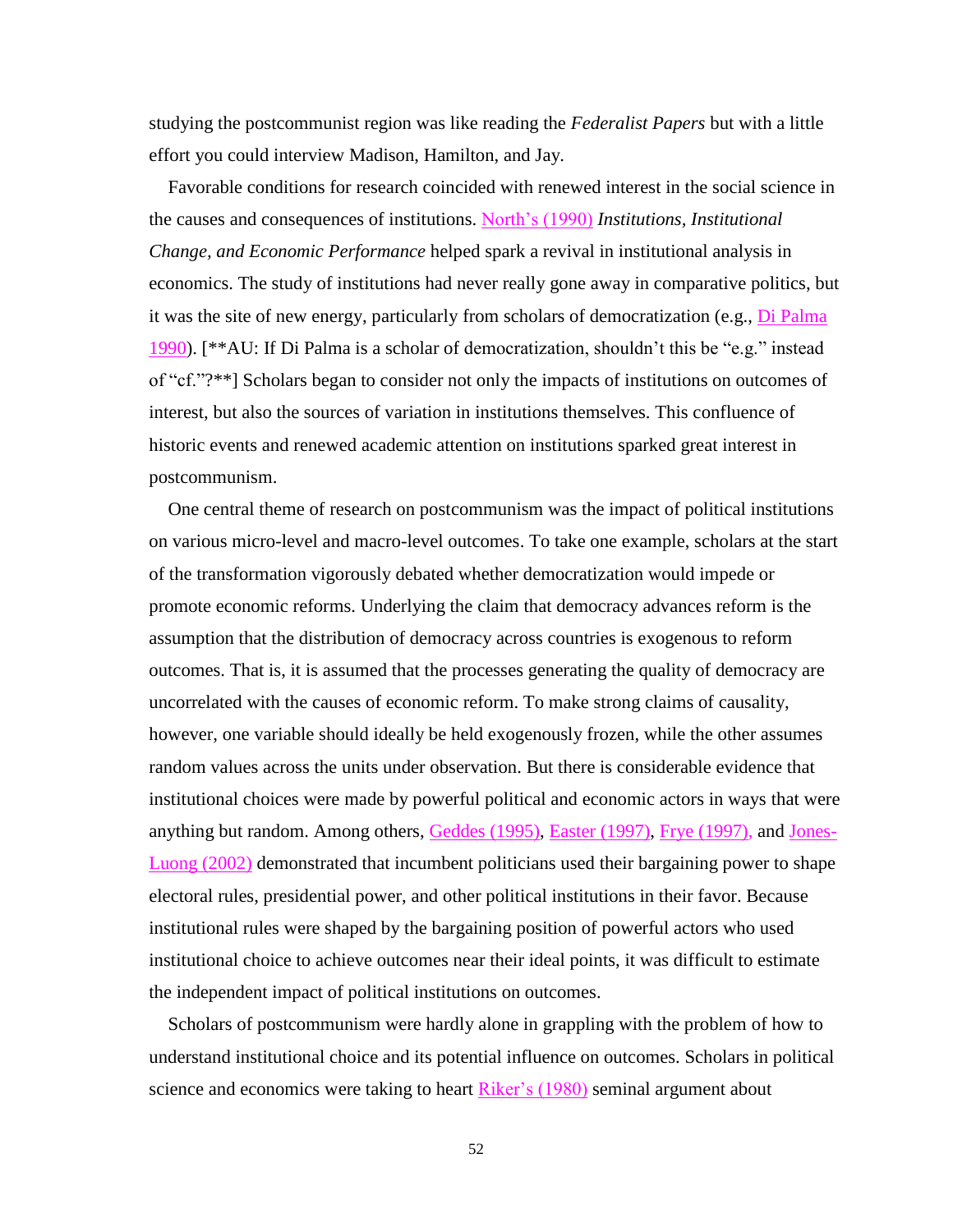studying the postcommunist region was like reading the *Federalist Papers* but with a little effort you could interview Madison, Hamilton, and Jay.

Favorable conditions for research coincided with renewed interest in the social science in the causes and consequences of institutions. North's (1990) ***Institutions, Institutional Change, and Economic Performance*** helped spark a revival in institutional analysis in economics. The study of institutions had never really gone away in comparative politics, but it was the site of new energy, particularly from scholars of democratization (e.g., Di Palma 1990). [**AU: If Di Palma is a scholar of democratization, shouldn't this be "e.g." instead of "cf."?**] Scholars began to consider not only the impacts of institutions on outcomes of interest, but also the sources of variation in institutions themselves. This confluence of historic events and renewed academic attention on institutions sparked great interest in postcommunism.

One central theme of research on postcommunism was the impact of political institutions on various micro-level and macro-level outcomes. To take one example, scholars at the start of the transformation vigorously debated whether democratization would impede or promote economic reforms. Underlying the claim that democracy advances reform is the assumption that the distribution of democracy across countries is exogenous to reform outcomes. That is, it is assumed that the processes generating the quality of democracy are uncorrelated with the causes of economic reform. To make strong claims of causality, however, one variable should ideally be held exogenously frozen, while the other assumes random values across the units under observation. But there is considerable evidence that institutional choices were made by powerful political and economic actors in ways that were anything but random. Among others, Geddes (1995), Easter (1997), Frye (1997), and Jones-Luong (2002) demonstrated that incumbent politicians used their bargaining power to shape electoral rules, presidential power, and other political institutions in their favor. Because institutional rules were shaped by the bargaining position of powerful actors who used institutional choice to achieve outcomes near their ideal points, it was difficult to estimate the independent impact of political institutions on outcomes.

Scholars of postcommunism were hardly alone in grappling with the problem of how to understand institutional choice and its potential influence on outcomes. Scholars in political science and economics were taking to heart Riker's (1980) seminal argument about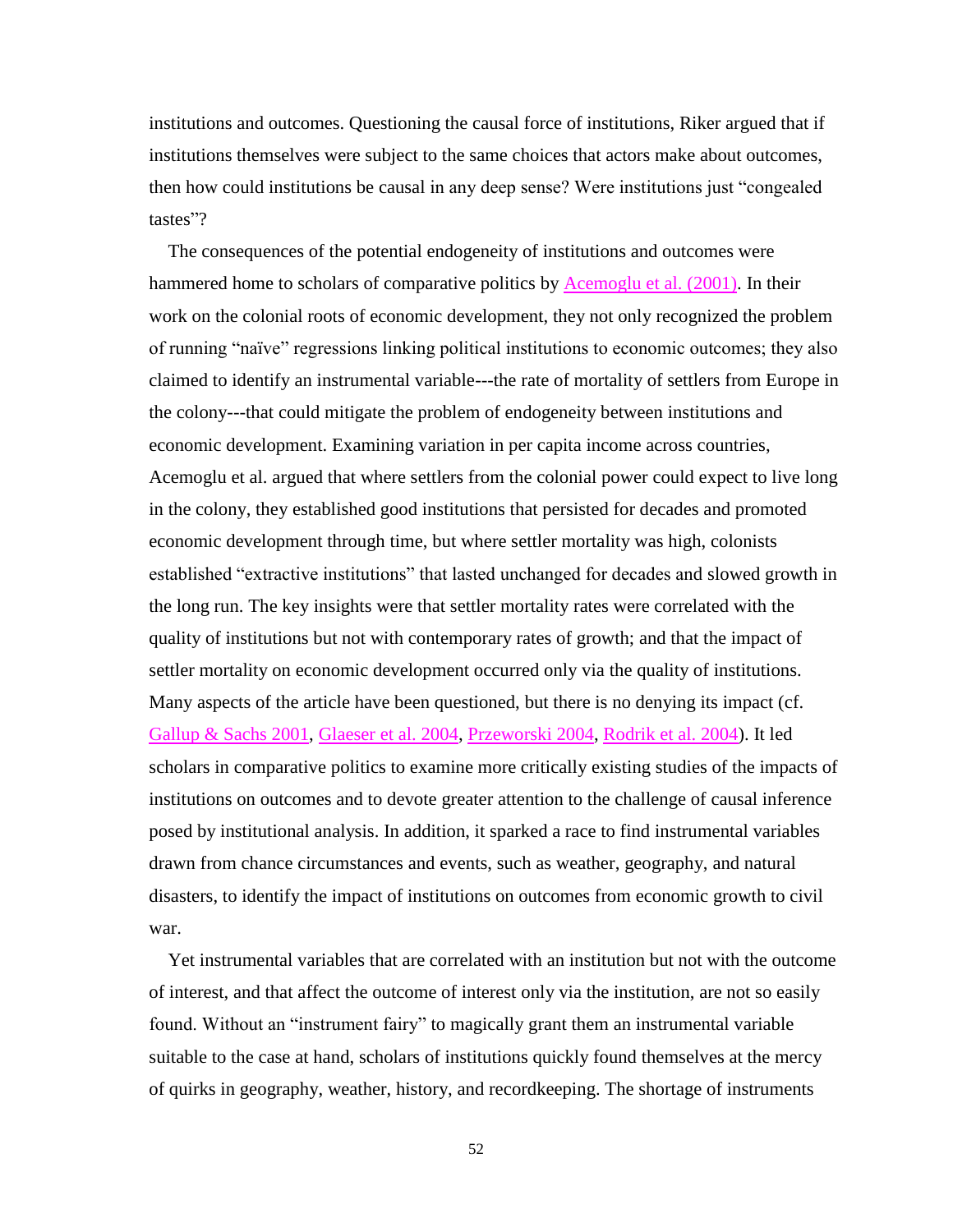institutions and outcomes. Questioning the causal force of institutions, Riker argued that if institutions themselves were subject to the same choices that actors make about outcomes, then how could institutions be causal in any deep sense? Were institutions just "congealed tastes"?

The consequences of the potential endogeneity of institutions and outcomes were hammered home to scholars of comparative politics by Acemoglu et al. (2001). In their work on the colonial roots of economic development, they not only recognized the problem of running "naïve" regressions linking political institutions to economic outcomes; they also claimed to identify an instrumental variable---the rate of mortality of settlers from Europe in the colony---that could mitigate the problem of endogeneity between institutions and economic development. Examining variation in per capita income across countries, Acemoglu et al. argued that where settlers from the colonial power could expect to live long in the colony, they established good institutions that persisted for decades and promoted economic development through time, but where settler mortality was high, colonists established "extractive institutions" that lasted unchanged for decades and slowed growth in the long run. The key insights were that settler mortality rates were correlated with the quality of institutions but not with contemporary rates of growth; and that the impact of settler mortality on economic development occurred only via the quality of institutions. Many aspects of the article have been questioned, but there is no denying its impact (cf. Gallup & Sachs 2001, Glaeser et al. 2004, Przeworski 2004, Rodrik et al. 2004). It led scholars in comparative politics to examine more critically existing studies of the impacts of institutions on outcomes and to devote greater attention to the challenge of causal inference posed by institutional analysis. In addition, it sparked a race to find instrumental variables drawn from chance circumstances and events, such as weather, geography, and natural disasters, to identify the impact of institutions on outcomes from economic growth to civil war.

Yet instrumental variables that are correlated with an institution but not with the outcome of interest, and that affect the outcome of interest only via the institution, are not so easily found. Without an "instrument fairy" to magically grant them an instrumental variable suitable to the case at hand, scholars of institutions quickly found themselves at the mercy of quirks in geography, weather, history, and recordkeeping. The shortage of instruments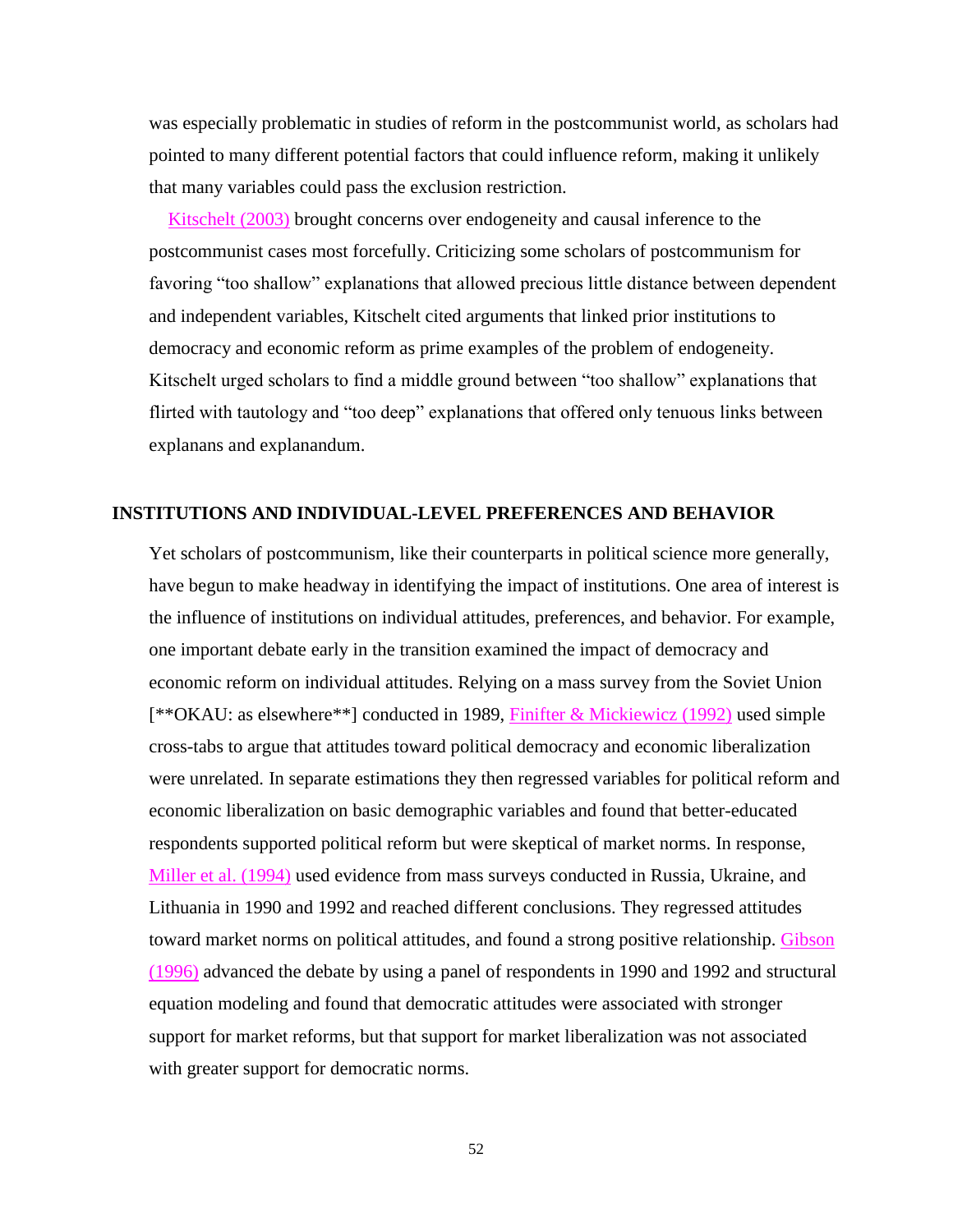was especially problematic in studies of reform in the postcommunist world, as scholars had pointed to many different potential factors that could influence reform, making it unlikely that many variables could pass the exclusion restriction.

Kitschelt (2003) brought concerns over endogeneity and causal inference to the postcommunist cases most forcefully. Criticizing some scholars of postcommunism for favoring "too shallow" explanations that allowed precious little distance between dependent and independent variables, Kitschelt cited arguments that linked prior institutions to democracy and economic reform as prime examples of the problem of endogeneity. Kitschelt urged scholars to find a middle ground between "too shallow" explanations that flirted with tautology and "too deep" explanations that offered only tenuous links between explanans and explanandum.

## INSTITUTIONS AND INDIVIDUAL-LEVEL PREFERENCES AND BEHAVIOR

Yet scholars of postcommunism, like their counterparts in political science more generally, have begun to make headway in identifying the impact of institutions. One area of interest is the influence of institutions on individual attitudes, preferences, and behavior. For example, one important debate early in the transition examined the impact of democracy and economic reform on individual attitudes. Relying on a mass survey from the Soviet Union [**OKAU: as elsewhere**] conducted in 1989, Finifter & Mickiewicz (1992) used simple cross-tabs to argue that attitudes toward political democracy and economic liberalization were unrelated. In separate estimations they then regressed variables for political reform and economic liberalization on basic demographic variables and found that better-educated respondents supported political reform but were skeptical of market norms. In response, Miller et al. (1994) used evidence from mass surveys conducted in Russia, Ukraine, and Lithuania in 1990 and 1992 and reached different conclusions. They regressed attitudes toward market norms on political attitudes, and found a strong positive relationship. Gibson (1996) advanced the debate by using a panel of respondents in 1990 and 1992 and structural equation modeling and found that democratic attitudes were associated with stronger support for market reforms, but that support for market liberalization was not associated with greater support for democratic norms.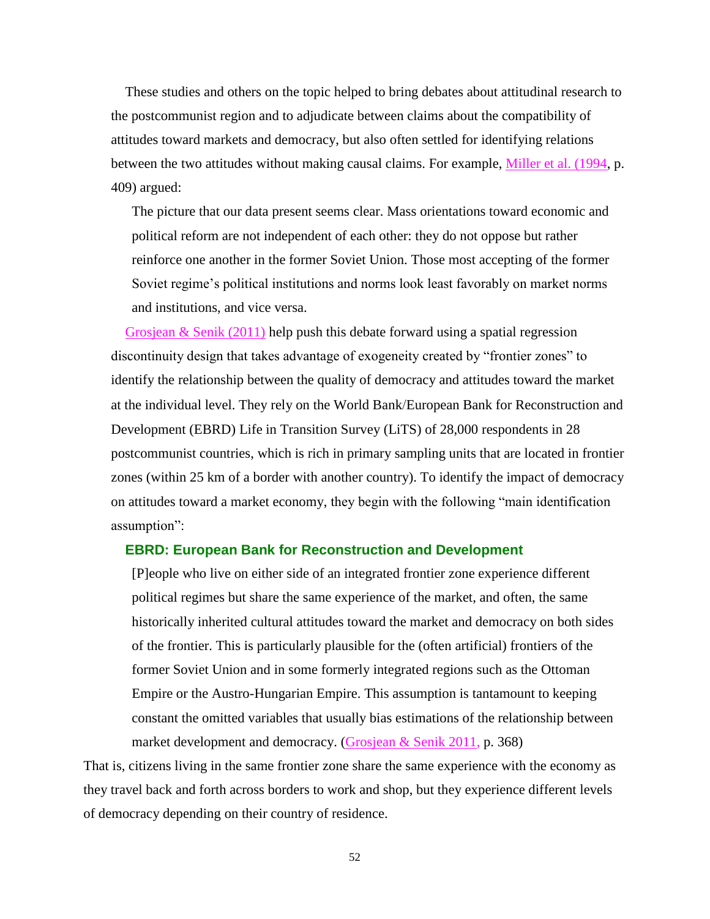These studies and others on the topic helped to bring debates about attitudinal research to the postcommunist region and to adjudicate between claims about the compatibility of attitudes toward markets and democracy, but also often settled for identifying relations between the two attitudes without making causal claims. For example, Miller et al. (1994, p. 409) argued:

> The picture that our data present seems clear. Mass orientations toward economic and political reform are not independent of each other: they do not oppose but rather reinforce one another in the former Soviet Union. Those most accepting of the former Soviet regime's political institutions and norms look least favorably on market norms and institutions, and vice versa.

Grosjean & Senik (2011) help push this debate forward using a spatial regression discontinuity design that takes advantage of exogeneity created by "frontier zones" to identify the relationship between the quality of democracy and attitudes toward the market at the individual level. They rely on the World Bank/European Bank for Reconstruction and Development (EBRD) Life in Transition Survey (LiTS) of 28,000 respondents in 28 postcommunist countries, which is rich in primary sampling units that are located in frontier zones (within 25 km of a border with another country). To identify the impact of democracy on attitudes toward a market economy, they begin with the following "main identification assumption":

**EBRD: European Bank for Reconstruction and Development**

> [P]eople who live on either side of an integrated frontier zone experience different political regimes but share the same experience of the market, and often, the same historically inherited cultural attitudes toward the market and democracy on both sides of the frontier. This is particularly plausible for the (often artificial) frontiers of the former Soviet Union and in some formerly integrated regions such as the Ottoman Empire or the Austro-Hungarian Empire. This assumption is tantamount to keeping constant the omitted variables that usually bias estimations of the relationship between market development and democracy. (Grosjean & Senik 2011, p. 368)

That is, citizens living in the same frontier zone share the same experience with the economy as they travel back and forth across borders to work and shop, but they experience different levels of democracy depending on their country of residence.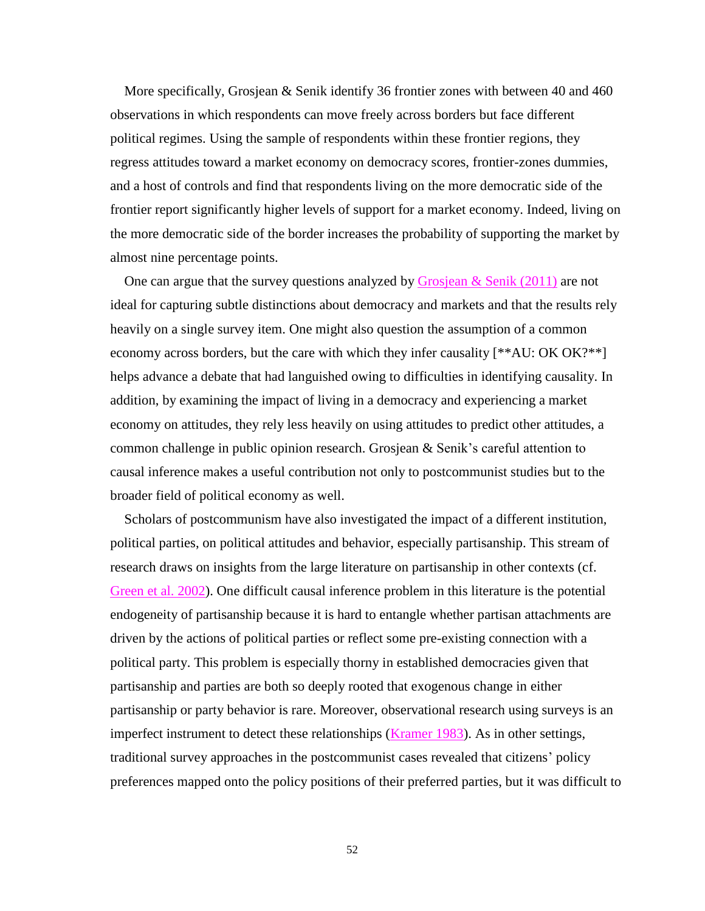More specifically, Grosjean & Senik identify 36 frontier zones with between 40 and 460 observations in which respondents can move freely across borders but face different political regimes. Using the sample of respondents within these frontier regions, they regress attitudes toward a market economy on democracy scores, frontier-zones dummies, and a host of controls and find that respondents living on the more democratic side of the frontier report significantly higher levels of support for a market economy. Indeed, living on the more democratic side of the border increases the probability of supporting the market by almost nine percentage points.

One can argue that the survey questions analyzed by Grosjean & Senik (2011) are not ideal for capturing subtle distinctions about democracy and markets and that the results rely heavily on a single survey item. One might also question the assumption of a common economy across borders, but the care with which they infer causality [**AU: OK OK?**] helps advance a debate that had languished owing to difficulties in identifying causality. In addition, by examining the impact of living in a democracy and experiencing a market economy on attitudes, they rely less heavily on using attitudes to predict other attitudes, a common challenge in public opinion research. Grosjean & Senik's careful attention to causal inference makes a useful contribution not only to postcommunist studies but to the broader field of political economy as well.

Scholars of postcommunism have also investigated the impact of a different institution, political parties, on political attitudes and behavior, especially partisanship. This stream of research draws on insights from the large literature on partisanship in other contexts (cf. Green et al. 2002). One difficult causal inference problem in this literature is the potential endogeneity of partisanship because it is hard to entangle whether partisan attachments are driven by the actions of political parties or reflect some pre-existing connection with a political party. This problem is especially thorny in established democracies given that partisanship and parties are both so deeply rooted that exogenous change in either partisanship or party behavior is rare. Moreover, observational research using surveys is an imperfect instrument to detect these relationships (Kramer 1983). As in other settings, traditional survey approaches in the postcommunist cases revealed that citizens' policy preferences mapped onto the policy positions of their preferred parties, but it was difficult to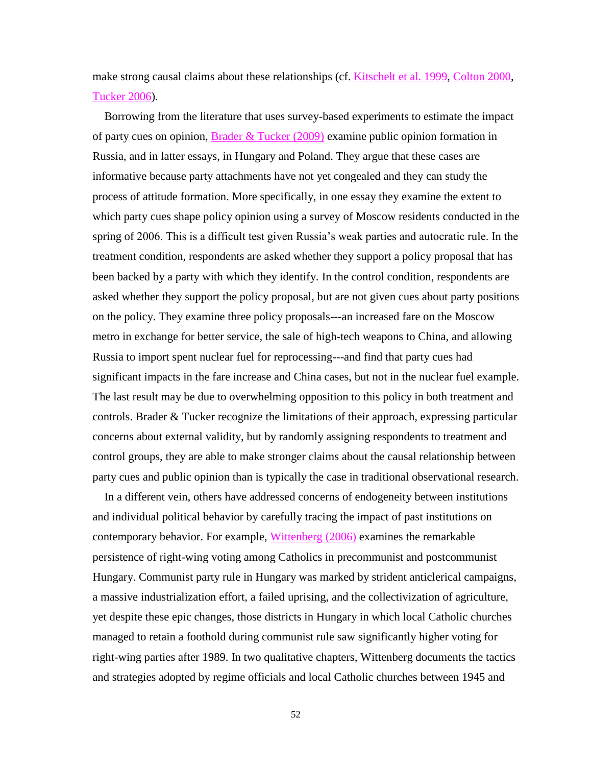make strong causal claims about these relationships (cf. Kitschelt et al. 1999, Colton 2000, Tucker 2006).

Borrowing from the literature that uses survey-based experiments to estimate the impact of party cues on opinion, Brader & Tucker (2009) examine public opinion formation in Russia, and in latter essays, in Hungary and Poland. They argue that these cases are informative because party attachments have not yet congealed and they can study the process of attitude formation. More specifically, in one essay they examine the extent to which party cues shape policy opinion using a survey of Moscow residents conducted in the spring of 2006. This is a difficult test given Russia's weak parties and autocratic rule. In the treatment condition, respondents are asked whether they support a policy proposal that has been backed by a party with which they identify. In the control condition, respondents are asked whether they support the policy proposal, but are not given cues about party positions on the policy. They examine three policy proposals---an increased fare on the Moscow metro in exchange for better service, the sale of high-tech weapons to China, and allowing Russia to import spent nuclear fuel for reprocessing---and find that party cues had significant impacts in the fare increase and China cases, but not in the nuclear fuel example. The last result may be due to overwhelming opposition to this policy in both treatment and controls. Brader & Tucker recognize the limitations of their approach, expressing particular concerns about external validity, but by randomly assigning respondents to treatment and control groups, they are able to make stronger claims about the causal relationship between party cues and public opinion than is typically the case in traditional observational research.

In a different vein, others have addressed concerns of endogeneity between institutions and individual political behavior by carefully tracing the impact of past institutions on contemporary behavior. For example, Wittenberg (2006) examines the remarkable persistence of right-wing voting among Catholics in precommunist and postcommunist Hungary. Communist party rule in Hungary was marked by strident anticlerical campaigns, a massive industrialization effort, a failed uprising, and the collectivization of agriculture, yet despite these epic changes, those districts in Hungary in which local Catholic churches managed to retain a foothold during communist rule saw significantly higher voting for right-wing parties after 1989. In two qualitative chapters, Wittenberg documents the tactics and strategies adopted by regime officials and local Catholic churches between 1945 and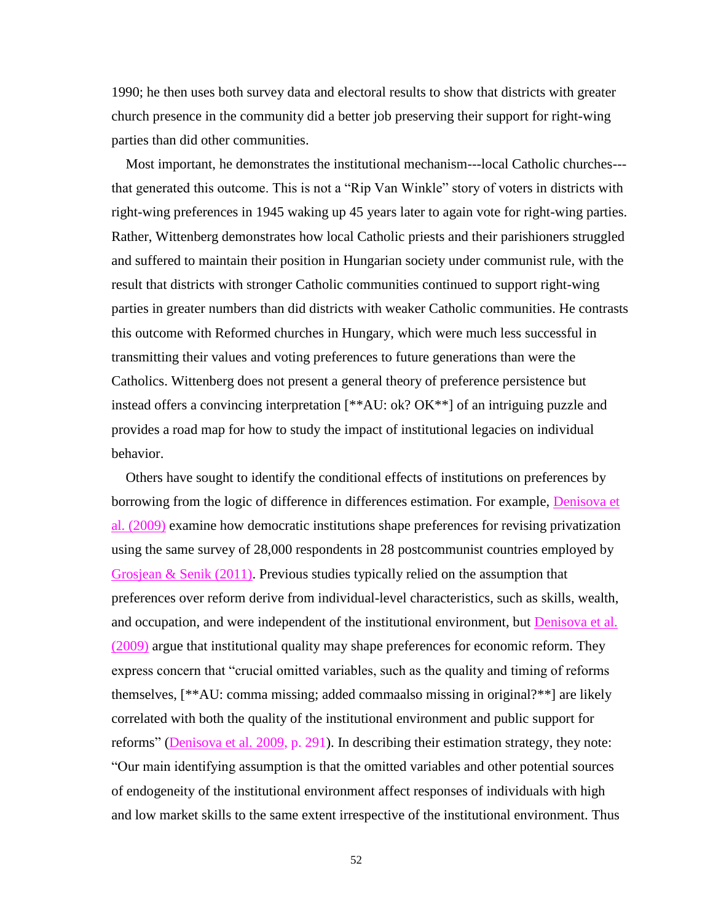1990; he then uses both survey data and electoral results to show that districts with greater church presence in the community did a better job preserving their support for right-wing parties than did other communities.

Most important, he demonstrates the institutional mechanism---local Catholic churches---that generated this outcome. This is not a "Rip Van Winkle" story of voters in districts with right-wing preferences in 1945 waking up 45 years later to again vote for right-wing parties. Rather, Wittenberg demonstrates how local Catholic priests and their parishioners struggled and suffered to maintain their position in Hungarian society under communist rule, with the result that districts with stronger Catholic communities continued to support right-wing parties in greater numbers than did districts with weaker Catholic communities. He contrasts this outcome with Reformed churches in Hungary, which were much less successful in transmitting their values and voting preferences to future generations than were the Catholics. Wittenberg does not present a general theory of preference persistence but instead offers a convincing interpretation [**AU: ok? OK**] of an intriguing puzzle and provides a road map for how to study the impact of institutional legacies on individual behavior.

Others have sought to identify the conditional effects of institutions on preferences by borrowing from the logic of difference in differences estimation. For example, Denisova et al. (2009) examine how democratic institutions shape preferences for revising privatization using the same survey of 28,000 respondents in 28 postcommunist countries employed by Grosjean & Senik (2011). Previous studies typically relied on the assumption that preferences over reform derive from individual-level characteristics, such as skills, wealth, and occupation, and were independent of the institutional environment, but Denisova et al. (2009) argue that institutional quality may shape preferences for economic reform. They express concern that "crucial omitted variables, such as the quality and timing of reforms themselves, [**AU: comma missing; added commaalso missing in original?**] are likely correlated with both the quality of the institutional environment and public support for reforms" (Denisova et al. 2009, p. 291). In describing their estimation strategy, they note: "Our main identifying assumption is that the omitted variables and other potential sources of endogeneity of the institutional environment affect responses of individuals with high and low market skills to the same extent irrespective of the institutional environment. Thus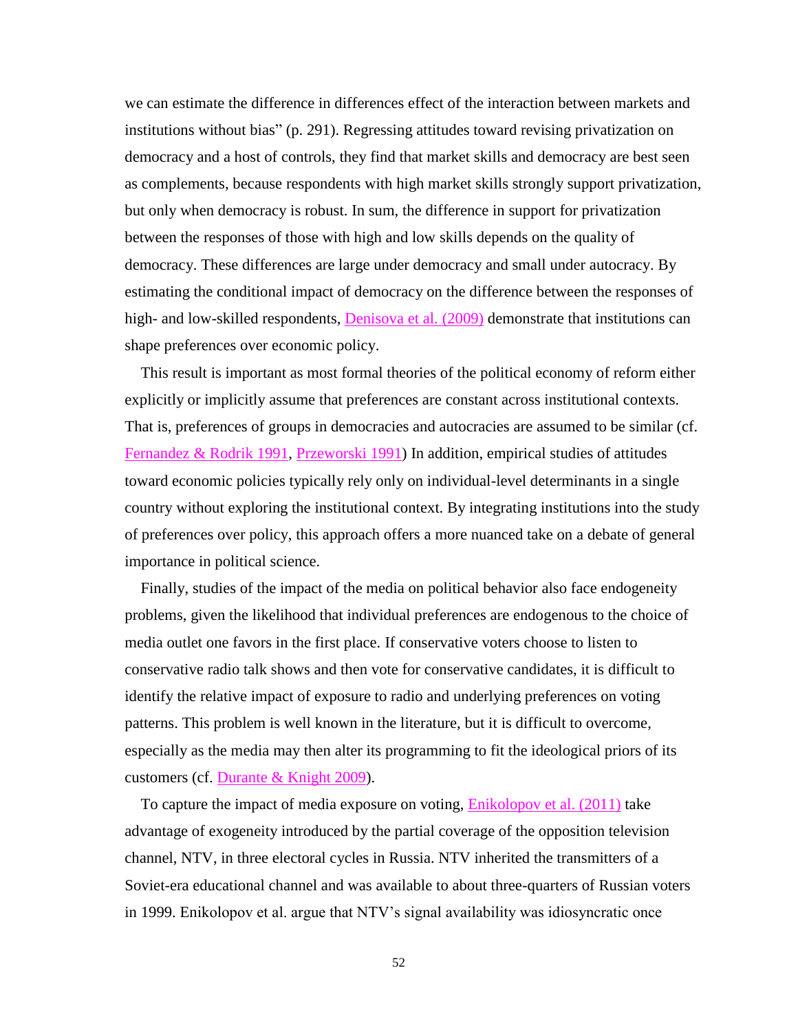we can estimate the difference in differences effect of the interaction between markets and institutions without bias" (p. 291). Regressing attitudes toward revising privatization on democracy and a host of controls, they find that market skills and democracy are best seen as complements, because respondents with high market skills strongly support privatization, but only when democracy is robust. In sum, the difference in support for privatization between the responses of those with high and low skills depends on the quality of democracy. These differences are large under democracy and small under autocracy. By estimating the conditional impact of democracy on the difference between the responses of high- and low-skilled respondents, Denisova et al. (2009) demonstrate that institutions can shape preferences over economic policy.

This result is important as most formal theories of the political economy of reform either explicitly or implicitly assume that preferences are constant across institutional contexts. That is, preferences of groups in democracies and autocracies are assumed to be similar (cf. Fernandez & Rodrik 1991, Przeworski 1991) In addition, empirical studies of attitudes toward economic policies typically rely only on individual-level determinants in a single country without exploring the institutional context. By integrating institutions into the study of preferences over policy, this approach offers a more nuanced take on a debate of general importance in political science.

Finally, studies of the impact of the media on political behavior also face endogeneity problems, given the likelihood that individual preferences are endogenous to the choice of media outlet one favors in the first place. If conservative voters choose to listen to conservative radio talk shows and then vote for conservative candidates, it is difficult to identify the relative impact of exposure to radio and underlying preferences on voting patterns. This problem is well known in the literature, but it is difficult to overcome, especially as the media may then alter its programming to fit the ideological priors of its customers (cf. Durante & Knight 2009).

To capture the impact of media exposure on voting, Enikolopov et al. (2011) take advantage of exogeneity introduced by the partial coverage of the opposition television channel, NTV, in three electoral cycles in Russia. NTV inherited the transmitters of a Soviet-era educational channel and was available to about three-quarters of Russian voters in 1999. Enikolopov et al. argue that NTV's signal availability was idiosyncratic once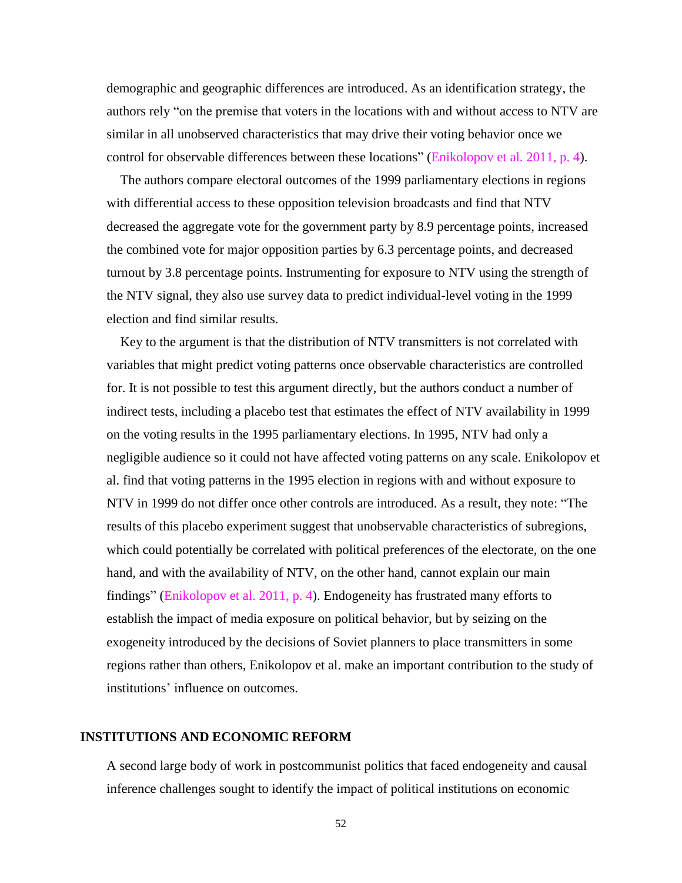demographic and geographic differences are introduced. As an identification strategy, the authors rely "on the premise that voters in the locations with and without access to NTV are similar in all unobserved characteristics that may drive their voting behavior once we control for observable differences between these locations" (Enikolopov et al. 2011, p. 4).

The authors compare electoral outcomes of the 1999 parliamentary elections in regions with differential access to these opposition television broadcasts and find that NTV decreased the aggregate vote for the government party by 8.9 percentage points, increased the combined vote for major opposition parties by 6.3 percentage points, and decreased turnout by 3.8 percentage points. Instrumenting for exposure to NTV using the strength of the NTV signal, they also use survey data to predict individual-level voting in the 1999 election and find similar results.

Key to the argument is that the distribution of NTV transmitters is not correlated with variables that might predict voting patterns once observable characteristics are controlled for. It is not possible to test this argument directly, but the authors conduct a number of indirect tests, including a placebo test that estimates the effect of NTV availability in 1999 on the voting results in the 1995 parliamentary elections. In 1995, NTV had only a negligible audience so it could not have affected voting patterns on any scale. Enikolopov et al. find that voting patterns in the 1995 election in regions with and without exposure to NTV in 1999 do not differ once other controls are introduced. As a result, they note: "The results of this placebo experiment suggest that unobservable characteristics of subregions, which could potentially be correlated with political preferences of the electorate, on the one hand, and with the availability of NTV, on the other hand, cannot explain our main findings" (Enikolopov et al. 2011, p. 4). Endogeneity has frustrated many efforts to establish the impact of media exposure on political behavior, but by seizing on the exogeneity introduced by the decisions of Soviet planners to place transmitters in some regions rather than others, Enikolopov et al. make an important contribution to the study of institutions' influence on outcomes.

## INSTITUTIONS AND ECONOMIC REFORM

A second large body of work in postcommunist politics that faced endogeneity and causal inference challenges sought to identify the impact of political institutions on economic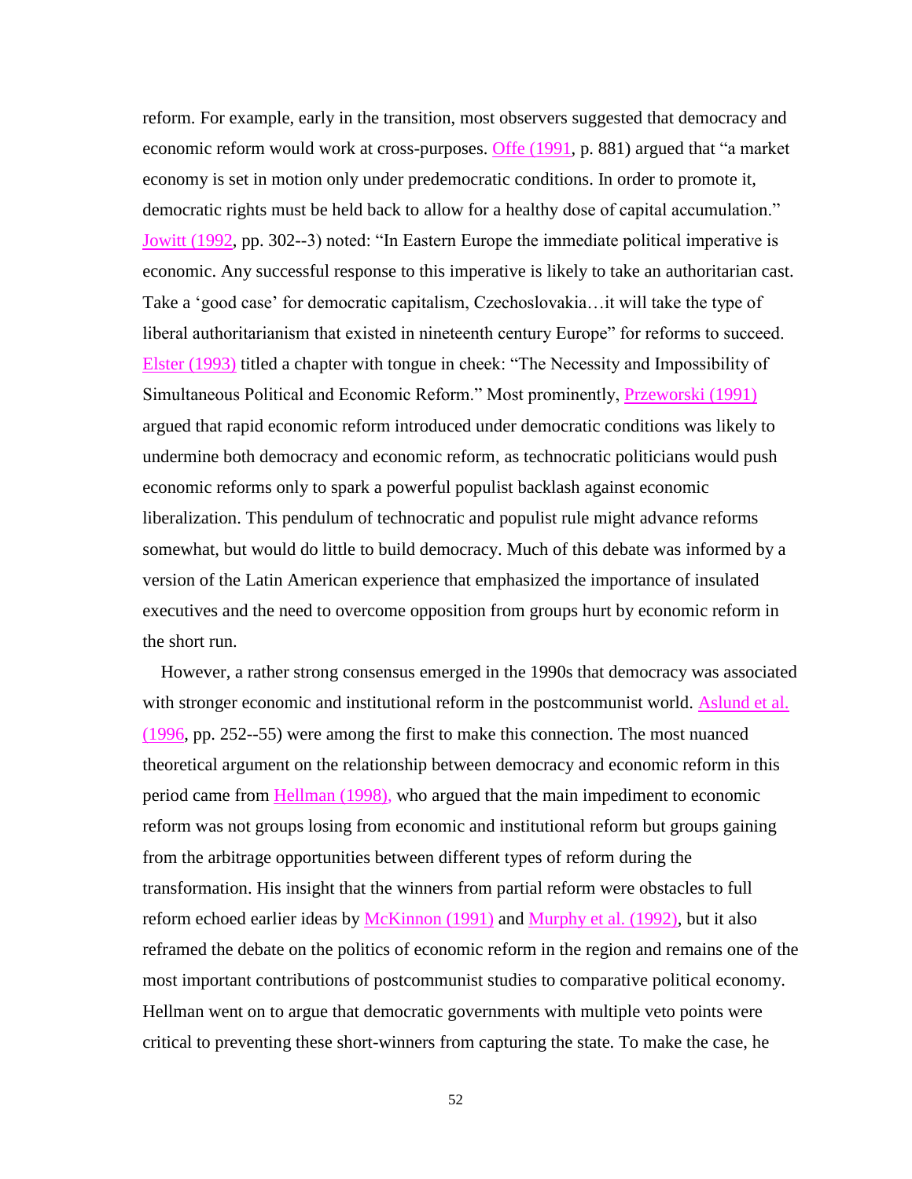reform. For example, early in the transition, most observers suggested that democracy and economic reform would work at cross-purposes. Offe (1991, p. 881) argued that “a market economy is set in motion only under predemocratic conditions. In order to promote it, democratic rights must be held back to allow for a healthy dose of capital accumulation.” Jowitt (1992, pp. 302--3) noted: “In Eastern Europe the immediate political imperative is economic. Any successful response to this imperative is likely to take an authoritarian cast. Take a ‘good case’ for democratic capitalism, Czechoslovakia…it will take the type of liberal authoritarianism that existed in nineteenth century Europe” for reforms to succeed. Elster (1993) titled a chapter with tongue in cheek: “The Necessity and Impossibility of Simultaneous Political and Economic Reform.” Most prominently, Przeworski (1991) argued that rapid economic reform introduced under democratic conditions was likely to undermine both democracy and economic reform, as technocratic politicians would push economic reforms only to spark a powerful populist backlash against economic liberalization. This pendulum of technocratic and populist rule might advance reforms somewhat, but would do little to build democracy. Much of this debate was informed by a version of the Latin American experience that emphasized the importance of insulated executives and the need to overcome opposition from groups hurt by economic reform in the short run.

However, a rather strong consensus emerged in the 1990s that democracy was associated with stronger economic and institutional reform in the postcommunist world. Aslund et al. (1996, pp. 252--55) were among the first to make this connection. The most nuanced theoretical argument on the relationship between democracy and economic reform in this period came from Hellman (1998), who argued that the main impediment to economic reform was not groups losing from economic and institutional reform but groups gaining from the arbitrage opportunities between different types of reform during the transformation. His insight that the winners from partial reform were obstacles to full reform echoed earlier ideas by McKinnon (1991) and Murphy et al. (1992), but it also reframed the debate on the politics of economic reform in the region and remains one of the most important contributions of postcommunist studies to comparative political economy. Hellman went on to argue that democratic governments with multiple veto points were critical to preventing these short-winners from capturing the state. To make the case, he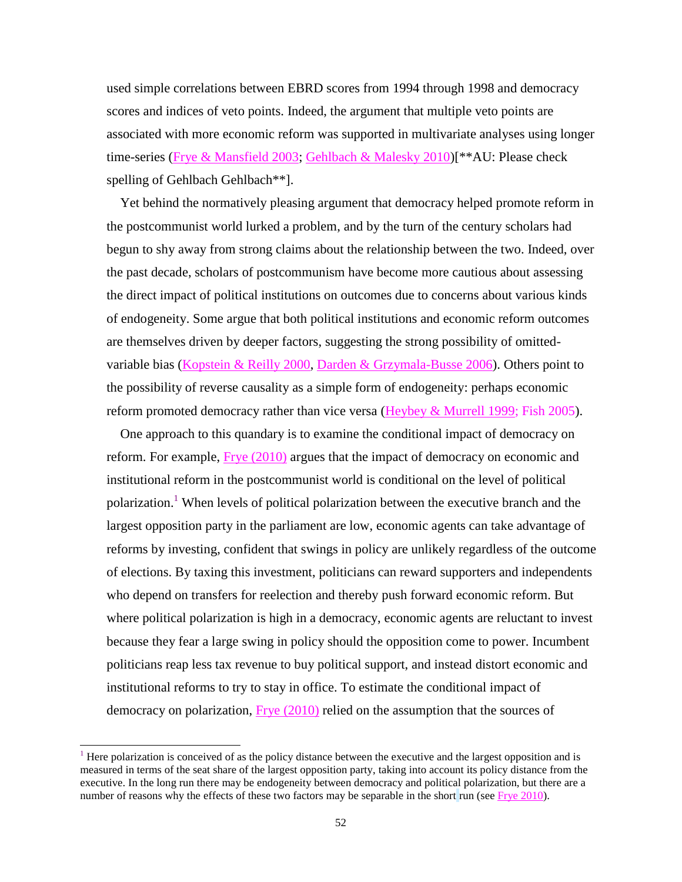used simple correlations between EBRD scores from 1994 through 1998 and democracy scores and indices of veto points. Indeed, the argument that multiple veto points are associated with more economic reform was supported in multivariate analyses using longer time-series (Frye & Mansfield 2003; Gehlbach & Malesky 2010)[**AU: Please check spelling of Gehlbach Gehlbach**].

Yet behind the normatively pleasing argument that democracy helped promote reform in the postcommunist world lurked a problem, and by the turn of the century scholars had begun to shy away from strong claims about the relationship between the two. Indeed, over the past decade, scholars of postcommunism have become more cautious about assessing the direct impact of political institutions on outcomes due to concerns about various kinds of endogeneity. Some argue that both political institutions and economic reform outcomes are themselves driven by deeper factors, suggesting the strong possibility of omitted-variable bias (Kopstein & Reilly 2000, Darden & Grzymala-Busse 2006). Others point to the possibility of reverse causality as a simple form of endogeneity: perhaps economic reform promoted democracy rather than vice versa (Heybey & Murrell 1999; Fish 2005).

One approach to this quandary is to examine the conditional impact of democracy on reform. For example, Frye (2010) argues that the impact of democracy on economic and institutional reform in the postcommunist world is conditional on the level of political polarization.[1] When levels of political polarization between the executive branch and the largest opposition party in the parliament are low, economic agents can take advantage of reforms by investing, confident that swings in policy are unlikely regardless of the outcome of elections. By taxing this investment, politicians can reward supporters and independents who depend on transfers for reelection and thereby push forward economic reform. But where political polarization is high in a democracy, economic agents are reluctant to invest because they fear a large swing in policy should the opposition come to power. Incumbent politicians reap less tax revenue to buy political support, and instead distort economic and institutional reforms to try to stay in office. To estimate the conditional impact of democracy on polarization, Frye (2010) relied on the assumption that the sources of

[1] Here polarization is conceived of as the policy distance between the executive and the largest opposition and is measured in terms of the seat share of the largest opposition party, taking into account its policy distance from the executive. In the long run there may be endogeneity between democracy and political polarization, but there are a number of reasons why the effects of these two factors may be separable in the short run (see Frye 2010).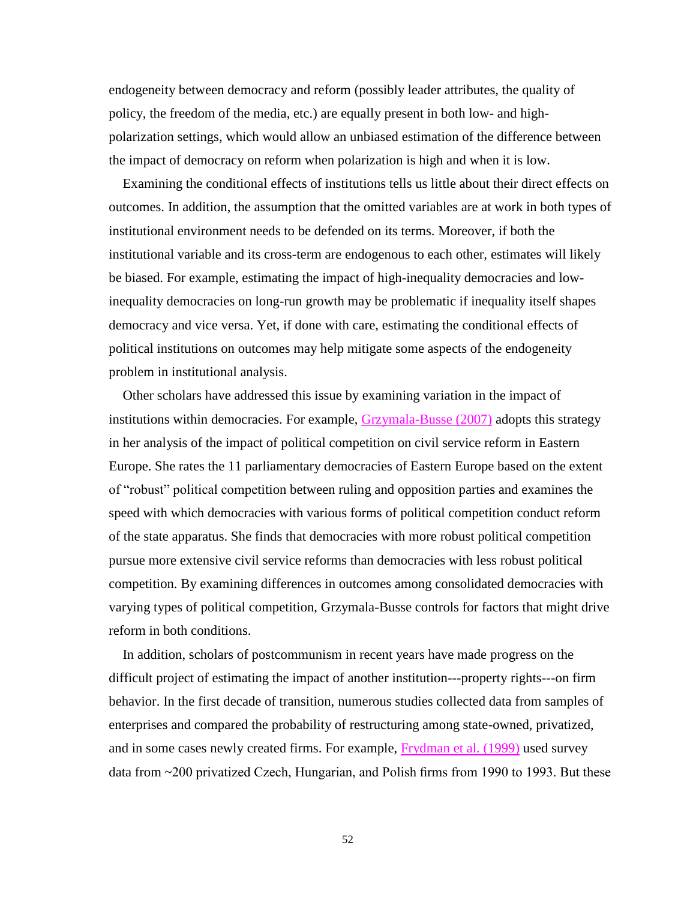endogeneity between democracy and reform (possibly leader attributes, the quality of policy, the freedom of the media, etc.) are equally present in both low- and high-polarization settings, which would allow an unbiased estimation of the difference between the impact of democracy on reform when polarization is high and when it is low.

Examining the conditional effects of institutions tells us little about their direct effects on outcomes. In addition, the assumption that the omitted variables are at work in both types of institutional environment needs to be defended on its terms. Moreover, if both the institutional variable and its cross-term are endogenous to each other, estimates will likely be biased. For example, estimating the impact of high-inequality democracies and low-inequality democracies on long-run growth may be problematic if inequality itself shapes democracy and vice versa. Yet, if done with care, estimating the conditional effects of political institutions on outcomes may help mitigate some aspects of the endogeneity problem in institutional analysis.

Other scholars have addressed this issue by examining variation in the impact of institutions within democracies. For example, Grzymala-Busse (2007) adopts this strategy in her analysis of the impact of political competition on civil service reform in Eastern Europe. She rates the 11 parliamentary democracies of Eastern Europe based on the extent of "robust" political competition between ruling and opposition parties and examines the speed with which democracies with various forms of political competition conduct reform of the state apparatus. She finds that democracies with more robust political competition pursue more extensive civil service reforms than democracies with less robust political competition. By examining differences in outcomes among consolidated democracies with varying types of political competition, Grzymala-Busse controls for factors that might drive reform in both conditions.

In addition, scholars of postcommunism in recent years have made progress on the difficult project of estimating the impact of another institution---property rights---on firm behavior. In the first decade of transition, numerous studies collected data from samples of enterprises and compared the probability of restructuring among state-owned, privatized, and in some cases newly created firms. For example, Frydman et al. (1999) used survey data from ~200 privatized Czech, Hungarian, and Polish firms from 1990 to 1993. But these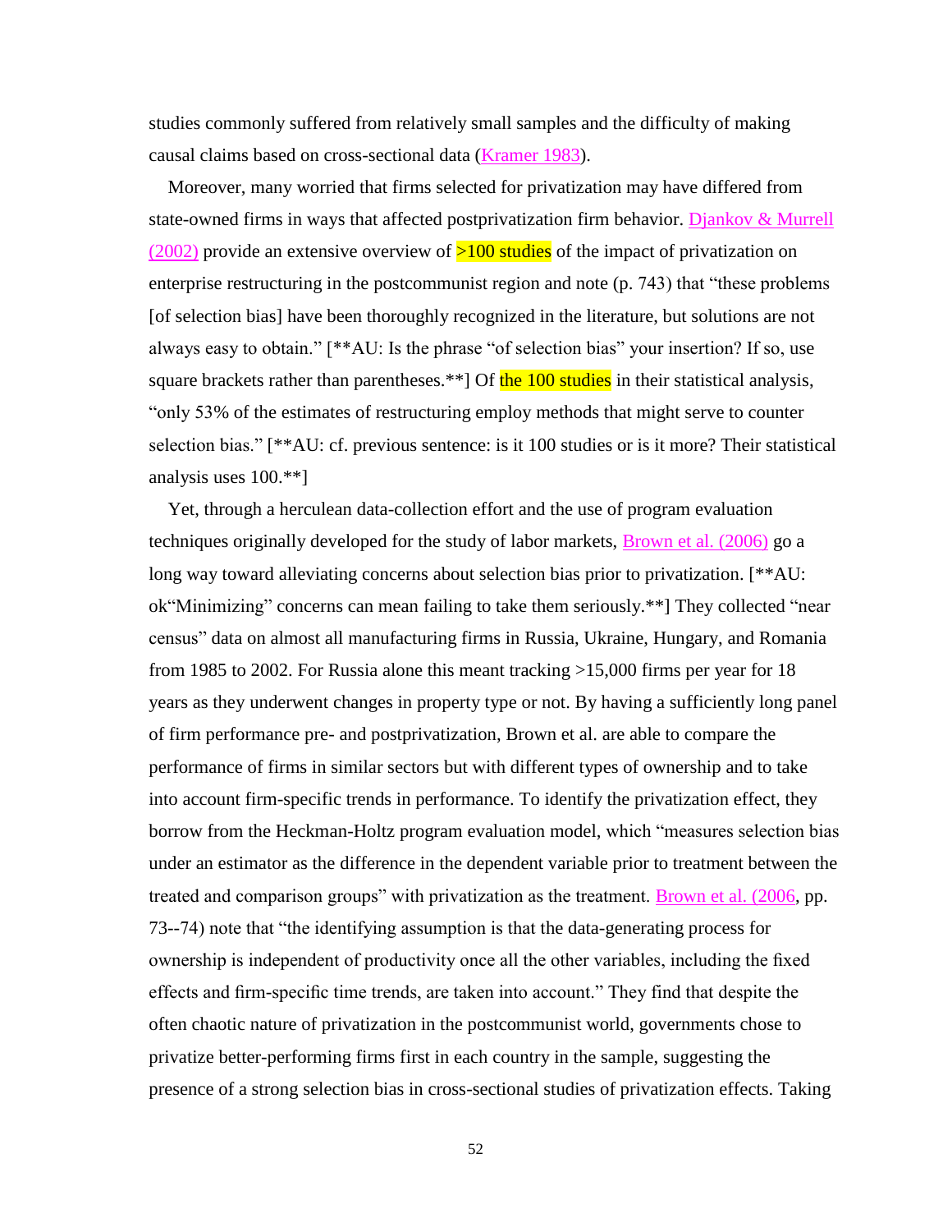studies commonly suffered from relatively small samples and the difficulty of making causal claims based on cross-sectional data (Kramer 1983).

Moreover, many worried that firms selected for privatization may have differed from state-owned firms in ways that affected postprivatization firm behavior. Djankov & Murrell (2002) provide an extensive overview of >100 studies of the impact of privatization on enterprise restructuring in the postcommunist region and note (p. 743) that "these problems [of selection bias] have been thoroughly recognized in the literature, but solutions are not always easy to obtain." [**AU: Is the phrase "of selection bias" your insertion? If so, use square brackets rather than parentheses.**] Of the 100 studies in their statistical analysis, "only 53% of the estimates of restructuring employ methods that might serve to counter selection bias." [**AU: cf. previous sentence: is it 100 studies or is it more? Their statistical analysis uses 100.**]

Yet, through a herculean data-collection effort and the use of program evaluation techniques originally developed for the study of labor markets, Brown et al. (2006) go a long way toward alleviating concerns about selection bias prior to privatization. [**AU: ok"Minimizing" concerns can mean failing to take them seriously.**] They collected "near census" data on almost all manufacturing firms in Russia, Ukraine, Hungary, and Romania from 1985 to 2002. For Russia alone this meant tracking >15,000 firms per year for 18 years as they underwent changes in property type or not. By having a sufficiently long panel of firm performance pre- and postprivatization, Brown et al. are able to compare the performance of firms in similar sectors but with different types of ownership and to take into account firm-specific trends in performance. To identify the privatization effect, they borrow from the Heckman-Holtz program evaluation model, which "measures selection bias under an estimator as the difference in the dependent variable prior to treatment between the treated and comparison groups" with privatization as the treatment. Brown et al. (2006, pp. 73--74) note that "the identifying assumption is that the data-generating process for ownership is independent of productivity once all the other variables, including the fixed effects and firm-specific time trends, are taken into account." They find that despite the often chaotic nature of privatization in the postcommunist world, governments chose to privatize better-performing firms first in each country in the sample, suggesting the presence of a strong selection bias in cross-sectional studies of privatization effects. Taking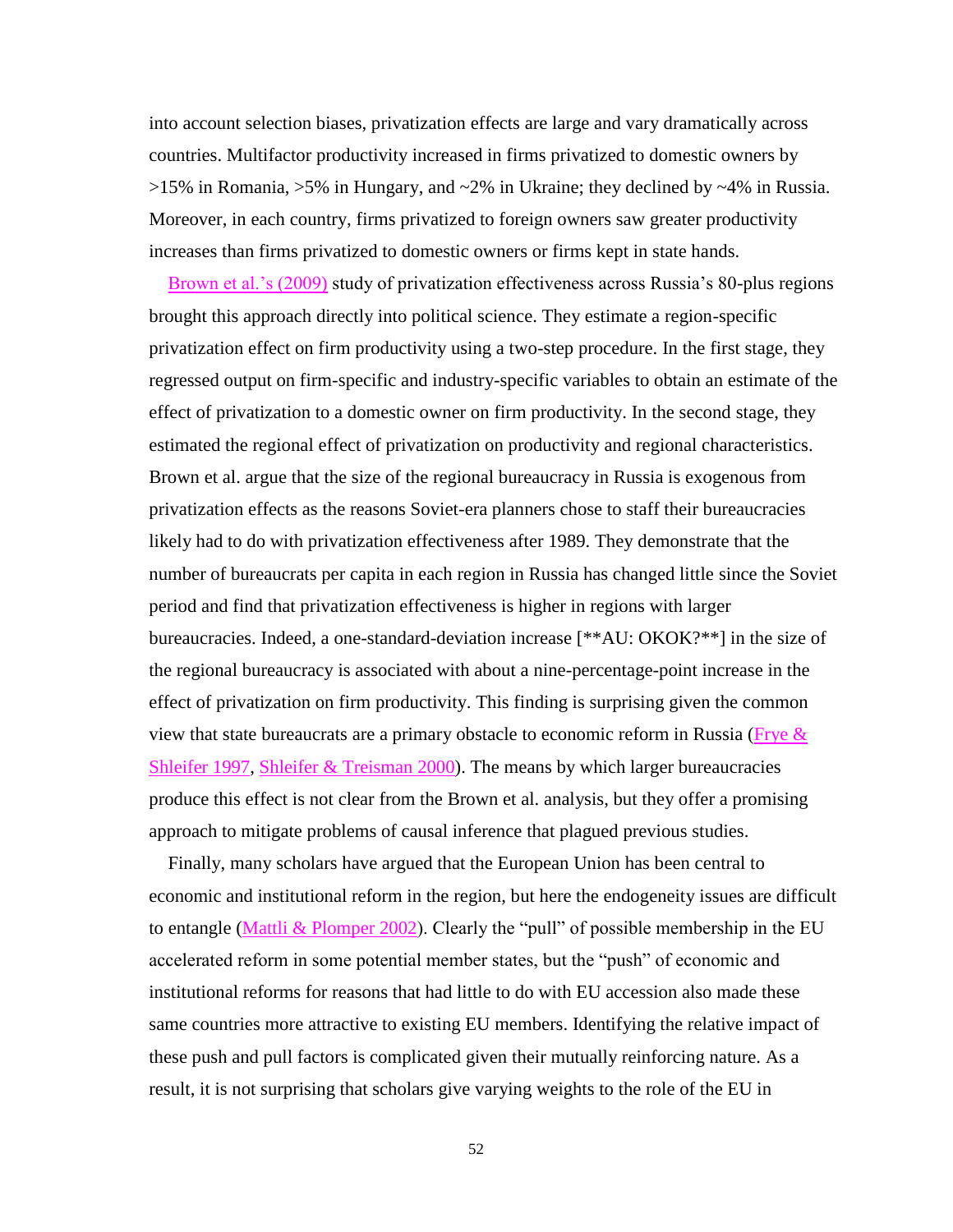into account selection biases, privatization effects are large and vary dramatically across countries. Multifactor productivity increased in firms privatized to domestic owners by >15% in Romania, >5% in Hungary, and ~2% in Ukraine; they declined by ~4% in Russia. Moreover, in each country, firms privatized to foreign owners saw greater productivity increases than firms privatized to domestic owners or firms kept in state hands.

Brown et al.'s (2009) study of privatization effectiveness across Russia's 80-plus regions brought this approach directly into political science. They estimate a region-specific privatization effect on firm productivity using a two-step procedure. In the first stage, they regressed output on firm-specific and industry-specific variables to obtain an estimate of the effect of privatization to a domestic owner on firm productivity. In the second stage, they estimated the regional effect of privatization on productivity and regional characteristics. Brown et al. argue that the size of the regional bureaucracy in Russia is exogenous from privatization effects as the reasons Soviet-era planners chose to staff their bureaucracies likely had to do with privatization effectiveness after 1989. They demonstrate that the number of bureaucrats per capita in each region in Russia has changed little since the Soviet period and find that privatization effectiveness is higher in regions with larger bureaucracies. Indeed, a one-standard-deviation increase [**AU: OKOK?**] in the size of the regional bureaucracy is associated with about a nine-percentage-point increase in the effect of privatization on firm productivity. This finding is surprising given the common view that state bureaucrats are a primary obstacle to economic reform in Russia (Frye & Shleifer 1997, Shleifer & Treisman 2000). The means by which larger bureaucracies produce this effect is not clear from the Brown et al. analysis, but they offer a promising approach to mitigate problems of causal inference that plagued previous studies.

Finally, many scholars have argued that the European Union has been central to economic and institutional reform in the region, but here the endogeneity issues are difficult to entangle (Mattli & Plomper 2002). Clearly the "pull" of possible membership in the EU accelerated reform in some potential member states, but the "push" of economic and institutional reforms for reasons that had little to do with EU accession also made these same countries more attractive to existing EU members. Identifying the relative impact of these push and pull factors is complicated given their mutually reinforcing nature. As a result, it is not surprising that scholars give varying weights to the role of the EU in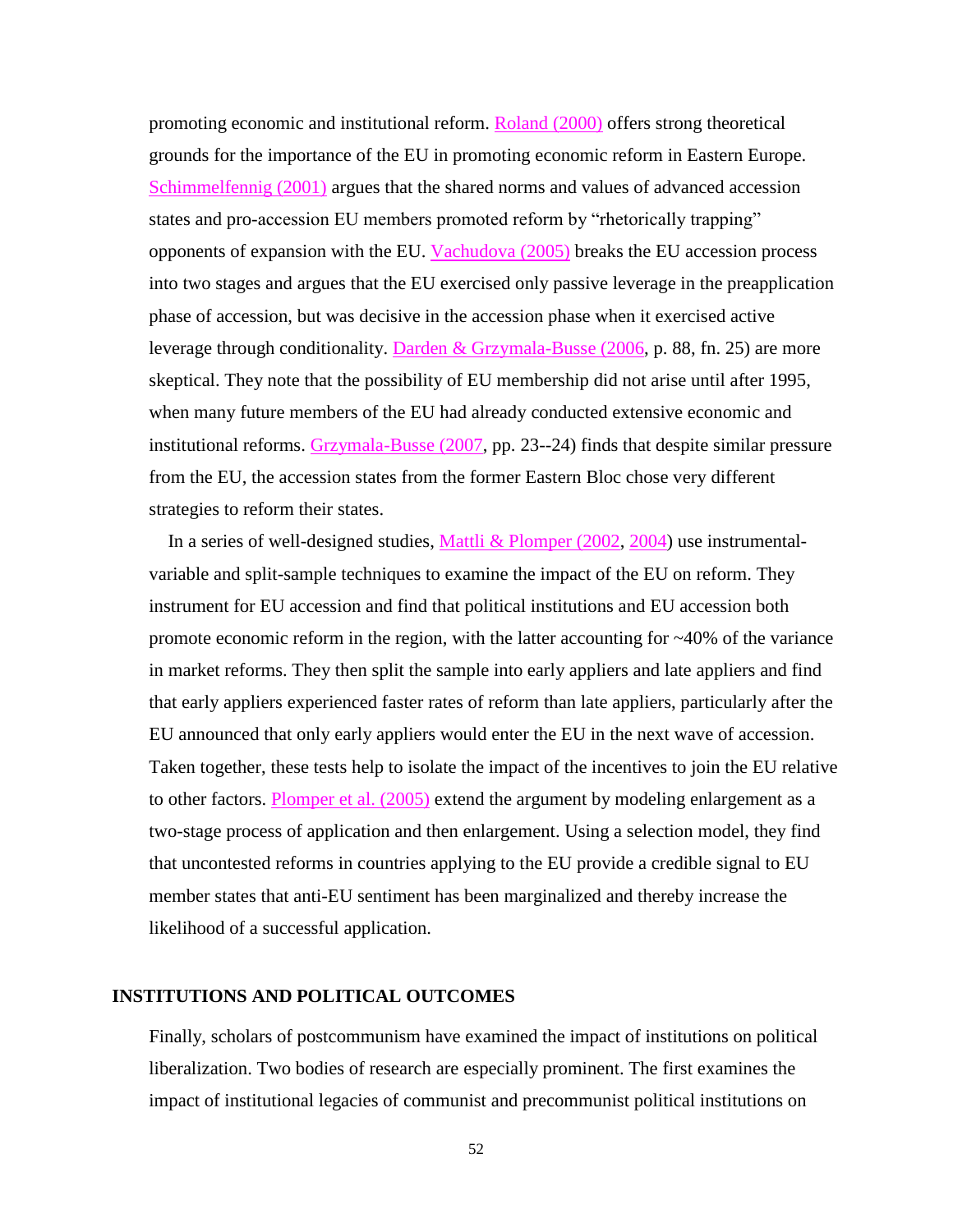promoting economic and institutional reform. Roland (2000) offers strong theoretical grounds for the importance of the EU in promoting economic reform in Eastern Europe. Schimmelfennig (2001) argues that the shared norms and values of advanced accession states and pro-accession EU members promoted reform by "rhetorically trapping" opponents of expansion with the EU. Vachudova (2005) breaks the EU accession process into two stages and argues that the EU exercised only passive leverage in the preapplication phase of accession, but was decisive in the accession phase when it exercised active leverage through conditionality. Darden & Grzymala-Busse (2006, p. 88, fn. 25) are more skeptical. They note that the possibility of EU membership did not arise until after 1995, when many future members of the EU had already conducted extensive economic and institutional reforms. Grzymala-Busse (2007, pp. 23--24) finds that despite similar pressure from the EU, the accession states from the former Eastern Bloc chose very different strategies to reform their states.

In a series of well-designed studies, Mattli & Plomper (2002, 2004) use instrumental-variable and split-sample techniques to examine the impact of the EU on reform. They instrument for EU accession and find that political institutions and EU accession both promote economic reform in the region, with the latter accounting for ~40% of the variance in market reforms. They then split the sample into early appliers and late appliers and find that early appliers experienced faster rates of reform than late appliers, particularly after the EU announced that only early appliers would enter the EU in the next wave of accession. Taken together, these tests help to isolate the impact of the incentives to join the EU relative to other factors. Plomper et al. (2005) extend the argument by modeling enlargement as a two-stage process of application and then enlargement. Using a selection model, they find that uncontested reforms in countries applying to the EU provide a credible signal to EU member states that anti-EU sentiment has been marginalized and thereby increase the likelihood of a successful application.

## INSTITUTIONS AND POLITICAL OUTCOMES

Finally, scholars of postcommunism have examined the impact of institutions on political liberalization. Two bodies of research are especially prominent. The first examines the impact of institutional legacies of communist and precommunist political institutions on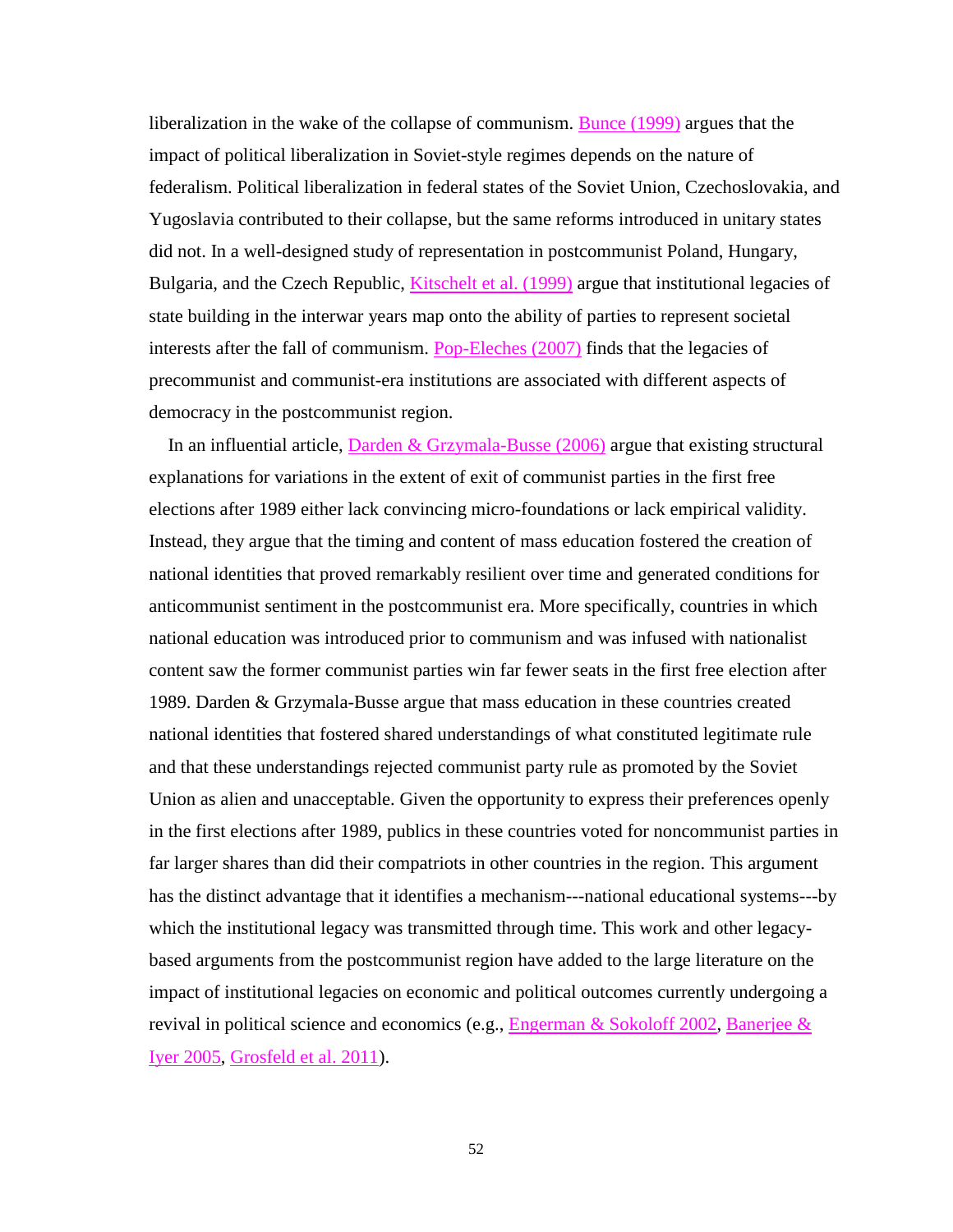liberalization in the wake of the collapse of communism. Bunce (1999) argues that the impact of political liberalization in Soviet-style regimes depends on the nature of federalism. Political liberalization in federal states of the Soviet Union, Czechoslovakia, and Yugoslavia contributed to their collapse, but the same reforms introduced in unitary states did not. In a well-designed study of representation in postcommunist Poland, Hungary, Bulgaria, and the Czech Republic, Kitschelt et al. (1999) argue that institutional legacies of state building in the interwar years map onto the ability of parties to represent societal interests after the fall of communism. Pop-Eleches (2007) finds that the legacies of precommunist and communist-era institutions are associated with different aspects of democracy in the postcommunist region.

In an influential article, Darden & Grzymala-Busse (2006) argue that existing structural explanations for variations in the extent of exit of communist parties in the first free elections after 1989 either lack convincing micro-foundations or lack empirical validity. Instead, they argue that the timing and content of mass education fostered the creation of national identities that proved remarkably resilient over time and generated conditions for anticommunist sentiment in the postcommunist era. More specifically, countries in which national education was introduced prior to communism and was infused with nationalist content saw the former communist parties win far fewer seats in the first free election after 1989. Darden & Grzymala-Busse argue that mass education in these countries created national identities that fostered shared understandings of what constituted legitimate rule and that these understandings rejected communist party rule as promoted by the Soviet Union as alien and unacceptable. Given the opportunity to express their preferences openly in the first elections after 1989, publics in these countries voted for noncommunist parties in far larger shares than did their compatriots in other countries in the region. This argument has the distinct advantage that it identifies a mechanism---national educational systems---by which the institutional legacy was transmitted through time. This work and other legacy-based arguments from the postcommunist region have added to the large literature on the impact of institutional legacies on economic and political outcomes currently undergoing a revival in political science and economics (e.g., Engerman & Sokoloff 2002, Banerjee & Iyer 2005, Grosfeld et al. 2011).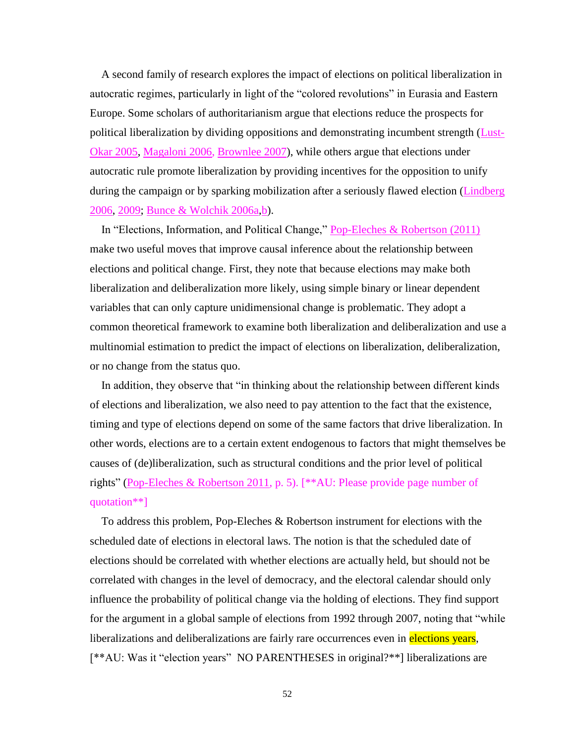A second family of research explores the impact of elections on political liberalization in autocratic regimes, particularly in light of the "colored revolutions" in Eurasia and Eastern Europe. Some scholars of authoritarianism argue that elections reduce the prospects for political liberalization by dividing oppositions and demonstrating incumbent strength (Lust-Okar 2005, Magaloni 2006, Brownlee 2007), while others argue that elections under autocratic rule promote liberalization by providing incentives for the opposition to unify during the campaign or by sparking mobilization after a seriously flawed election (Lindberg 2006, 2009; Bunce & Wolchik 2006a,b).

In "Elections, Information, and Political Change," Pop-Eleches & Robertson (2011) make two useful moves that improve causal inference about the relationship between elections and political change. First, they note that because elections may make both liberalization and deliberalization more likely, using simple binary or linear dependent variables that can only capture unidimensional change is problematic. They adopt a common theoretical framework to examine both liberalization and deliberalization and use a multinomial estimation to predict the impact of elections on liberalization, deliberalization, or no change from the status quo.

In addition, they observe that "in thinking about the relationship between different kinds of elections and liberalization, we also need to pay attention to the fact that the existence, timing and type of elections depend on some of the same factors that drive liberalization. In other words, elections are to a certain extent endogenous to factors that might themselves be causes of (de)liberalization, such as structural conditions and the prior level of political rights" (Pop-Eleches & Robertson 2011, p. 5). [**AU: Please provide page number of quotation**]

To address this problem, Pop-Eleches & Robertson instrument for elections with the scheduled date of elections in electoral laws. The notion is that the scheduled date of elections should be correlated with whether elections are actually held, but should not be correlated with changes in the level of democracy, and the electoral calendar should only influence the probability of political change via the holding of elections. They find support for the argument in a global sample of elections from 1992 through 2007, noting that "while liberalizations and deliberalizations are fairly rare occurrences even in elections years, [**AU: Was it "election years" NO PARENTHESES in original?**] liberalizations are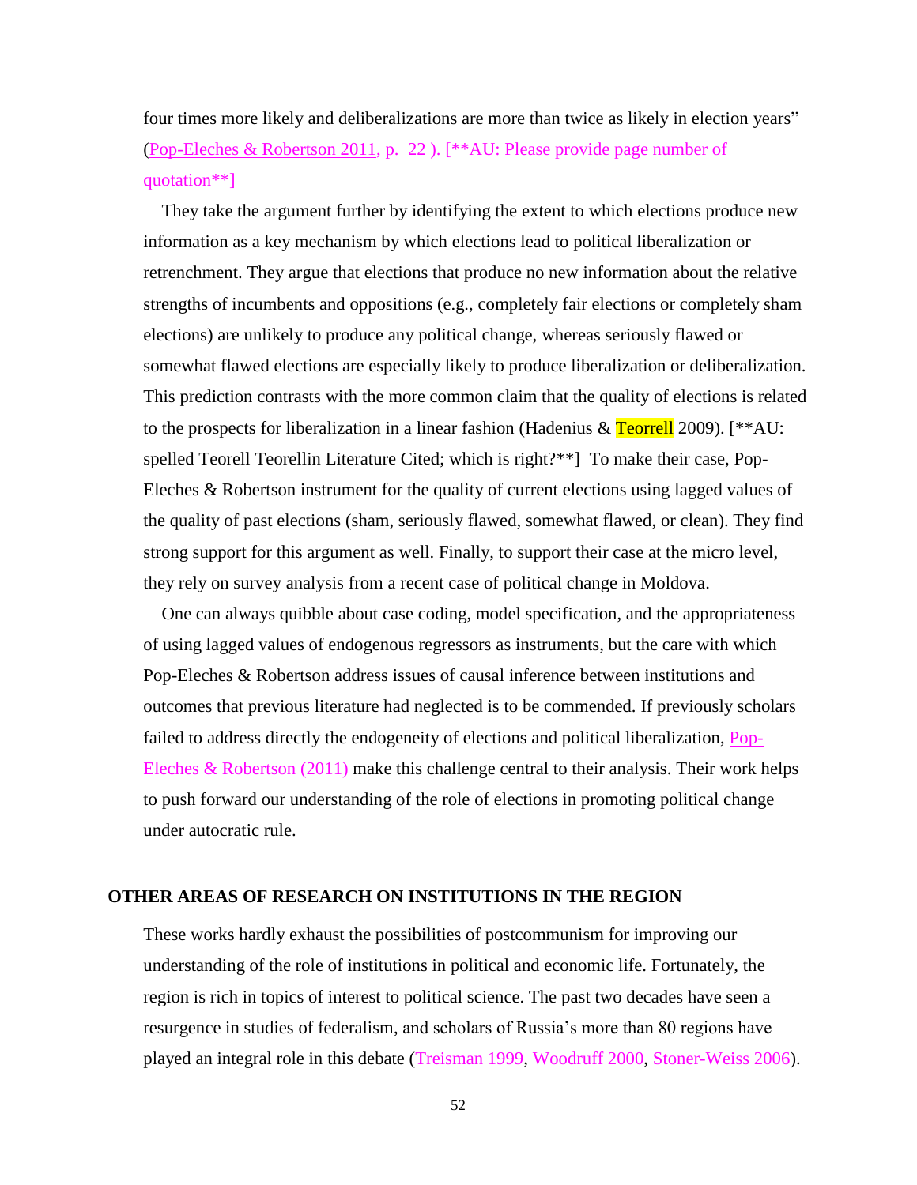four times more likely and deliberalizations are more than twice as likely in election years" (Pop-Eleches & Robertson 2011, p. 22 ). [**AU: Please provide page number of quotation**]

They take the argument further by identifying the extent to which elections produce new information as a key mechanism by which elections lead to political liberalization or retrenchment. They argue that elections that produce no new information about the relative strengths of incumbents and oppositions (e.g., completely fair elections or completely sham elections) are unlikely to produce any political change, whereas seriously flawed or somewhat flawed elections are especially likely to produce liberalization or deliberalization. This prediction contrasts with the more common claim that the quality of elections is related to the prospects for liberalization in a linear fashion (Hadenius & Teorrell 2009). [**AU: spelled Teorell Teorellin Literature Cited; which is right?**] To make their case, Pop-Eleches & Robertson instrument for the quality of current elections using lagged values of the quality of past elections (sham, seriously flawed, somewhat flawed, or clean). They find strong support for this argument as well. Finally, to support their case at the micro level, they rely on survey analysis from a recent case of political change in Moldova.

One can always quibble about case coding, model specification, and the appropriateness of using lagged values of endogenous regressors as instruments, but the care with which Pop-Eleches & Robertson address issues of causal inference between institutions and outcomes that previous literature had neglected is to be commended. If previously scholars failed to address directly the endogeneity of elections and political liberalization, Pop-Eleches & Robertson (2011) make this challenge central to their analysis. Their work helps to push forward our understanding of the role of elections in promoting political change under autocratic rule.

## OTHER AREAS OF RESEARCH ON INSTITUTIONS IN THE REGION

These works hardly exhaust the possibilities of postcommunism for improving our understanding of the role of institutions in political and economic life. Fortunately, the region is rich in topics of interest to political science. The past two decades have seen a resurgence in studies of federalism, and scholars of Russia's more than 80 regions have played an integral role in this debate (Treisman 1999, Woodruff 2000, Stoner-Weiss 2006).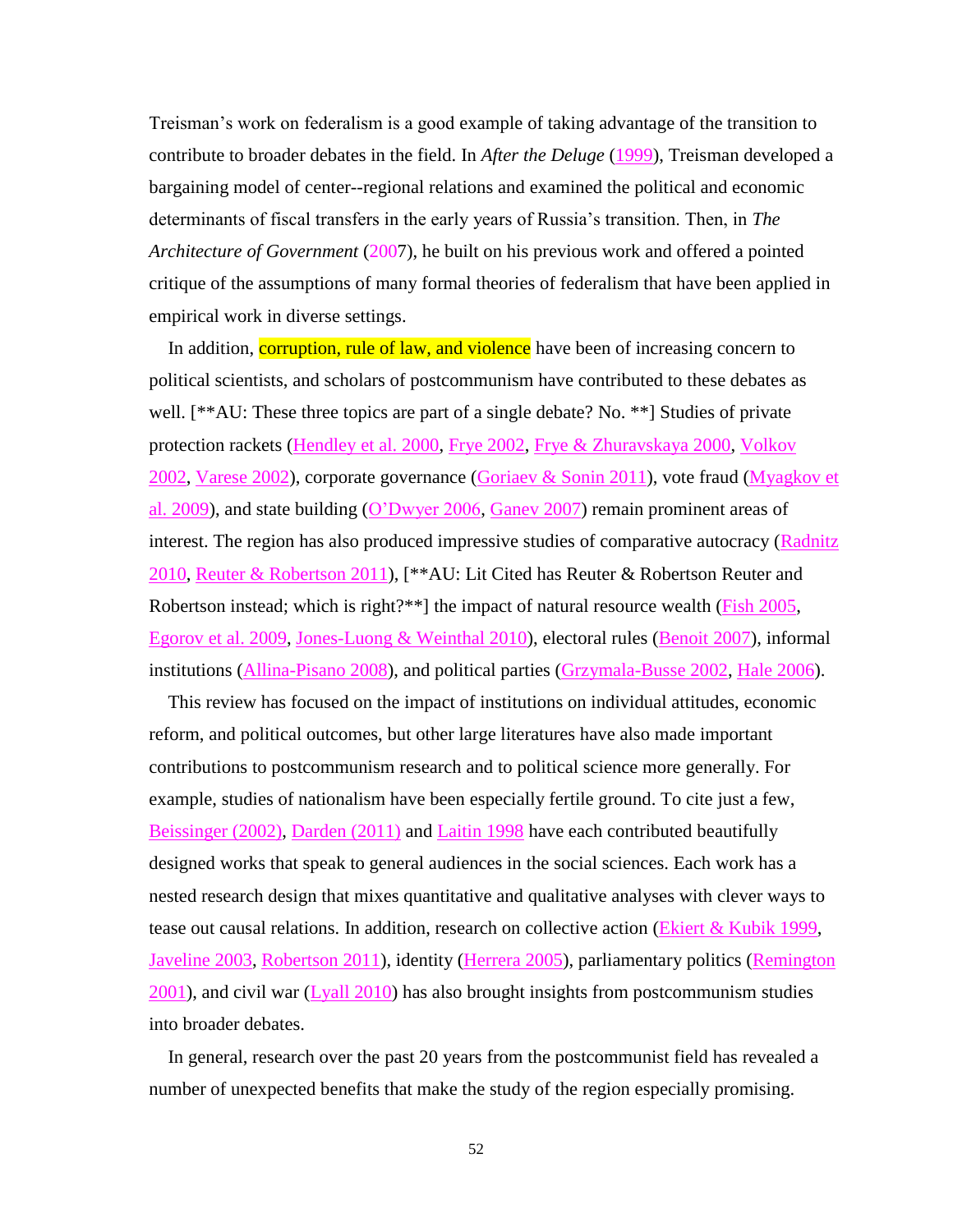Treisman's work on federalism is a good example of taking advantage of the transition to contribute to broader debates in the field. In *After the Deluge* (1999), Treisman developed a bargaining model of center--regional relations and examined the political and economic determinants of fiscal transfers in the early years of Russia's transition. Then, in *The Architecture of Government* (2007), he built on his previous work and offered a pointed critique of the assumptions of many formal theories of federalism that have been applied in empirical work in diverse settings.

In addition, corruption, rule of law, and violence have been of increasing concern to political scientists, and scholars of postcommunism have contributed to these debates as well. [**AU: These three topics are part of a single debate? No. **] Studies of private protection rackets (Hendley et al. 2000, Frye 2002, Frye & Zhuravskaya 2000, Volkov 2002, Varese 2002), corporate governance (Goriaev & Sonin 2011), vote fraud (Myagkov et al. 2009), and state building (O'Dwyer 2006, Ganev 2007) remain prominent areas of interest. The region has also produced impressive studies of comparative autocracy (Radnitz 2010, Reuter & Robertson 2011), [**AU: Lit Cited has Reuter & Robertson Reuter and Robertson instead; which is right?**] the impact of natural resource wealth (Fish 2005, Egorov et al. 2009, Jones-Luong & Weinthal 2010), electoral rules (Benoit 2007), informal institutions (Allina-Pisano 2008), and political parties (Grzymala-Busse 2002, Hale 2006).

This review has focused on the impact of institutions on individual attitudes, economic reform, and political outcomes, but other large literatures have also made important contributions to postcommunism research and to political science more generally. For example, studies of nationalism have been especially fertile ground. To cite just a few, Beissinger (2002), Darden (2011) and Laitin 1998 have each contributed beautifully designed works that speak to general audiences in the social sciences. Each work has a nested research design that mixes quantitative and qualitative analyses with clever ways to tease out causal relations. In addition, research on collective action (Ekiert & Kubik 1999, Javeline 2003, Robertson 2011), identity (Herrera 2005), parliamentary politics (Remington 2001), and civil war (Lyall 2010) has also brought insights from postcommunism studies into broader debates.

In general, research over the past 20 years from the postcommunist field has revealed a number of unexpected benefits that make the study of the region especially promising.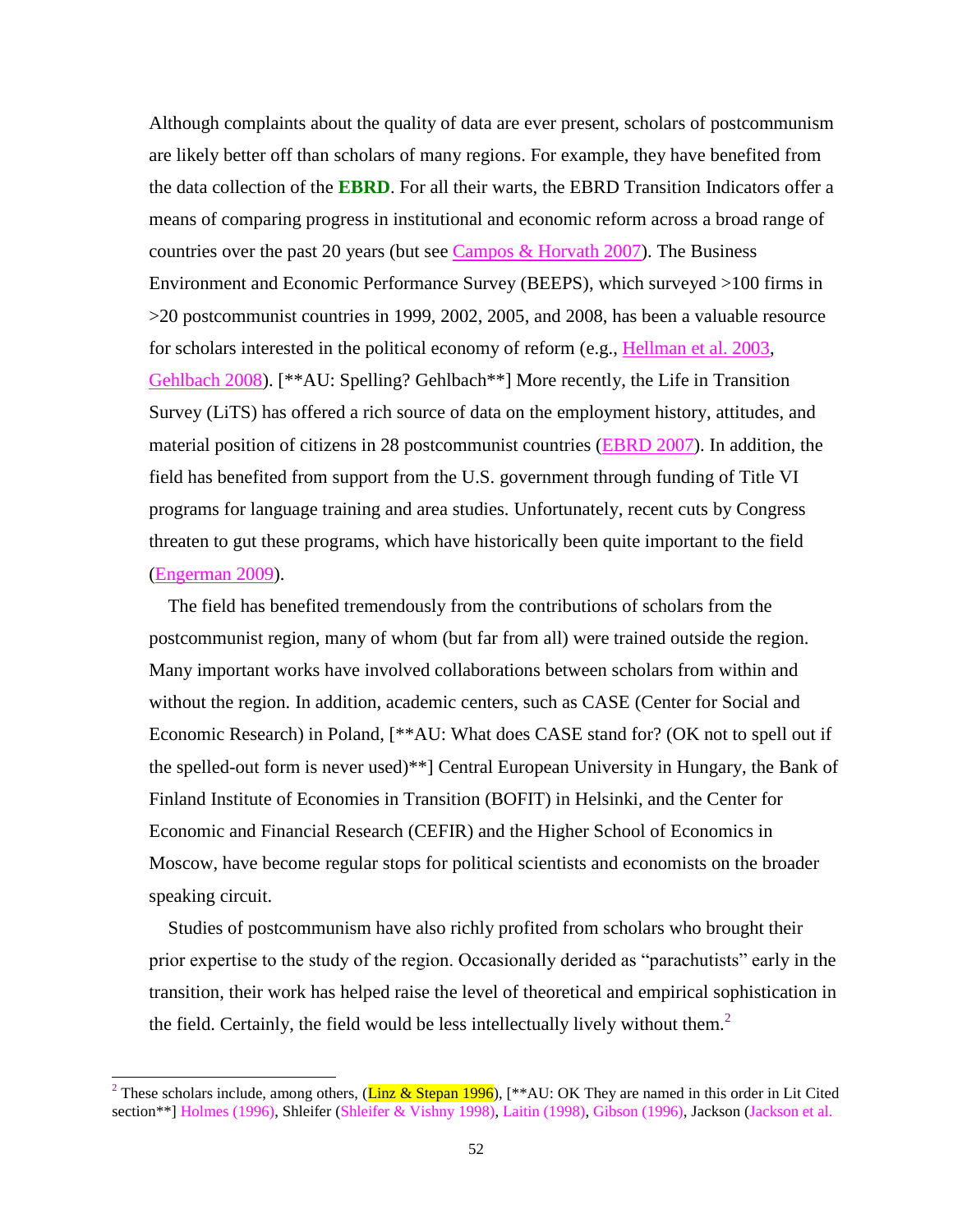Although complaints about the quality of data are ever present, scholars of postcommunism are likely better off than scholars of many regions. For example, they have benefited from the data collection of the **EBRD**. For all their warts, the EBRD Transition Indicators offer a means of comparing progress in institutional and economic reform across a broad range of countries over the past 20 years (but see Campos & Horvath 2007). The Business Environment and Economic Performance Survey (BEEPS), which surveyed >100 firms in >20 postcommunist countries in 1999, 2002, 2005, and 2008, has been a valuable resource for scholars interested in the political economy of reform (e.g., Hellman et al. 2003, Gehlbach 2008). [**AU: Spelling? Gehlbach**] More recently, the Life in Transition Survey (LiTS) has offered a rich source of data on the employment history, attitudes, and material position of citizens in 28 postcommunist countries (EBRD 2007). In addition, the field has benefited from support from the U.S. government through funding of Title VI programs for language training and area studies. Unfortunately, recent cuts by Congress threaten to gut these programs, which have historically been quite important to the field (Engerman 2009).

The field has benefited tremendously from the contributions of scholars from the postcommunist region, many of whom (but far from all) were trained outside the region. Many important works have involved collaborations between scholars from within and without the region. In addition, academic centers, such as CASE (Center for Social and Economic Research) in Poland, [**AU: What does CASE stand for? (OK not to spell out if the spelled-out form is never used)**] Central European University in Hungary, the Bank of Finland Institute of Economies in Transition (BOFIT) in Helsinki, and the Center for Economic and Financial Research (CEFIR) and the Higher School of Economics in Moscow, have become regular stops for political scientists and economists on the broader speaking circuit.

Studies of postcommunism have also richly profited from scholars who brought their prior expertise to the study of the region. Occasionally derided as "parachutists" early in the transition, their work has helped raise the level of theoretical and empirical sophistication in the field. Certainly, the field would be less intellectually lively without them.[2]

---

[2] These scholars include, among others, (Linz & Stepan 1996), [**AU: OK They are named in this order in Lit Cited section**] Holmes (1996), Shleifer (Shleifer & Vishny 1998), Laitin (1998), Gibson (1996), Jackson (Jackson et al.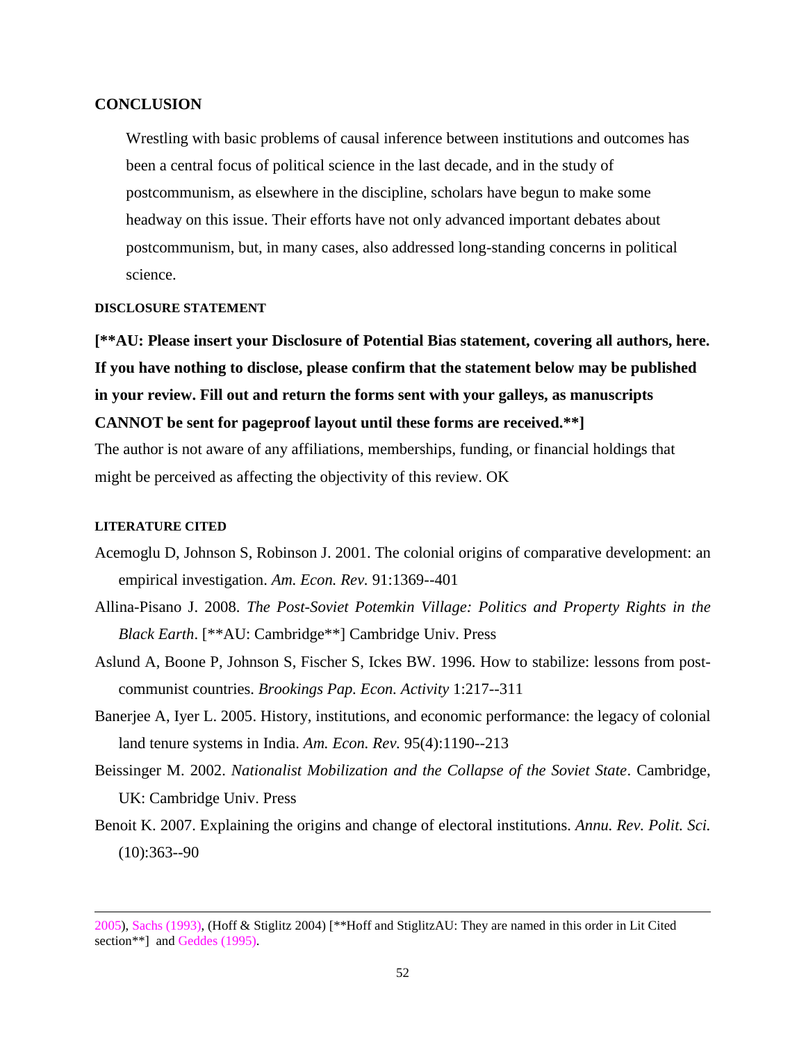## CONCLUSION

Wrestling with basic problems of causal inference between institutions and outcomes has been a central focus of political science in the last decade, and in the study of postcommunism, as elsewhere in the discipline, scholars have begun to make some headway on this issue. Their efforts have not only advanced important debates about postcommunism, but, in many cases, also addressed long-standing concerns in political science.

#### DISCLOSURE STATEMENT

**[**AU: Please insert your Disclosure of Potential Bias statement, covering all authors, here. If you have nothing to disclose, please confirm that the statement below may be published in your review. Fill out and return the forms sent with your galleys, as manuscripts CANNOT be sent for pageproof layout until these forms are received.**]**

The author is not aware of any affiliations, memberships, funding, or financial holdings that might be perceived as affecting the objectivity of this review. OK

#### LITERATURE CITED

Acemoglu D, Johnson S, Robinson J. 2001. The colonial origins of comparative development: an empirical investigation. *Am. Econ. Rev.* 91:1369--401

Allina-Pisano J. 2008. *The Post-Soviet Potemkin Village: Politics and Property Rights in the Black Earth*. [**AU: Cambridge**] Cambridge Univ. Press

Aslund A, Boone P, Johnson S, Fischer S, Ickes BW. 1996. How to stabilize: lessons from post-communist countries. *Brookings Pap. Econ. Activity* 1:217--311

Banerjee A, Iyer L. 2005. History, institutions, and economic performance: the legacy of colonial land tenure systems in India. *Am. Econ. Rev.* 95(4):1190--213

Beissinger M. 2002. *Nationalist Mobilization and the Collapse of the Soviet State*. Cambridge, UK: Cambridge Univ. Press

Benoit K. 2007. Explaining the origins and change of electoral institutions. *Annu. Rev. Polit. Sci.* (10):363--90

---

2005), Sachs (1993), (Hoff & Stiglitz 2004) [**Hoff and StiglitzAU: They are named in this order in Lit Cited section**] and Geddes (1995).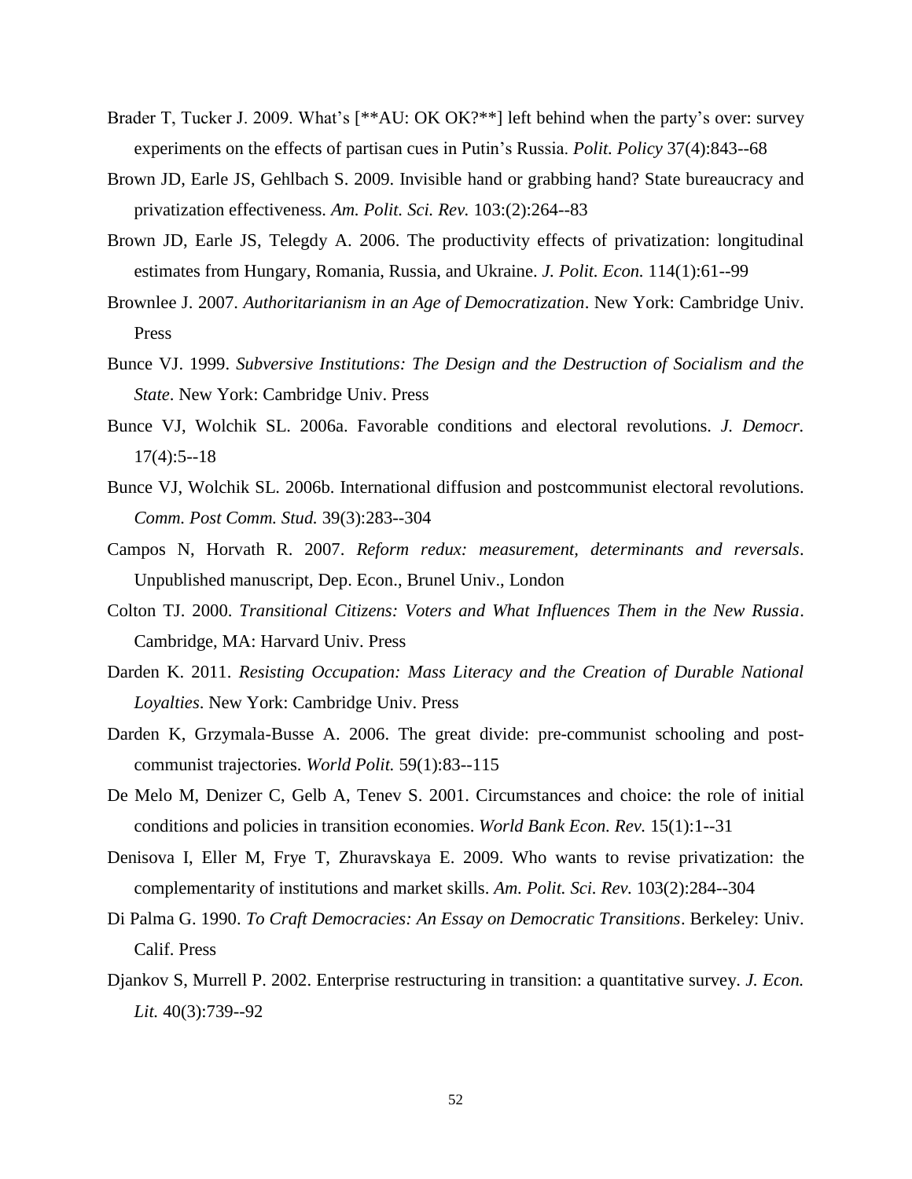Brader T, Tucker J. 2009. What's [**AU: OK OK?**] left behind when the party's over: survey experiments on the effects of partisan cues in Putin's Russia. *Polit. Policy* 37(4):843--68

Brown JD, Earle JS, Gehlbach S. 2009. Invisible hand or grabbing hand? State bureaucracy and privatization effectiveness. *Am. Polit. Sci. Rev.* 103:(2):264--83

Brown JD, Earle JS, Telegdy A. 2006. The productivity effects of privatization: longitudinal estimates from Hungary, Romania, Russia, and Ukraine. *J. Polit. Econ.* 114(1):61--99

Brownlee J. 2007. *Authoritarianism in an Age of Democratization*. New York: Cambridge Univ. Press

Bunce VJ. 1999. *Subversive Institutions: The Design and the Destruction of Socialism and the State*. New York: Cambridge Univ. Press

Bunce VJ, Wolchik SL. 2006a. Favorable conditions and electoral revolutions. *J. Democr.* 17(4):5--18

Bunce VJ, Wolchik SL. 2006b. International diffusion and postcommunist electoral revolutions. *Comm. Post Comm. Stud.* 39(3):283--304

Campos N, Horvath R. 2007. *Reform redux: measurement, determinants and reversals*. Unpublished manuscript, Dep. Econ., Brunel Univ., London

Colton TJ. 2000. *Transitional Citizens: Voters and What Influences Them in the New Russia*. Cambridge, MA: Harvard Univ. Press

Darden K. 2011. *Resisting Occupation: Mass Literacy and the Creation of Durable National Loyalties*. New York: Cambridge Univ. Press

Darden K, Grzymala-Busse A. 2006. The great divide: pre-communist schooling and post-communist trajectories. *World Polit.* 59(1):83--115

De Melo M, Denizer C, Gelb A, Tenev S. 2001. Circumstances and choice: the role of initial conditions and policies in transition economies. *World Bank Econ. Rev.* 15(1):1--31

Denisova I, Eller M, Frye T, Zhuravskaya E. 2009. Who wants to revise privatization: the complementarity of institutions and market skills. *Am. Polit. Sci. Rev.* 103(2):284--304

Di Palma G. 1990. *To Craft Democracies: An Essay on Democratic Transitions*. Berkeley: Univ. Calif. Press

Djankov S, Murrell P. 2002. Enterprise restructuring in transition: a quantitative survey. *J. Econ. Lit.* 40(3):739--92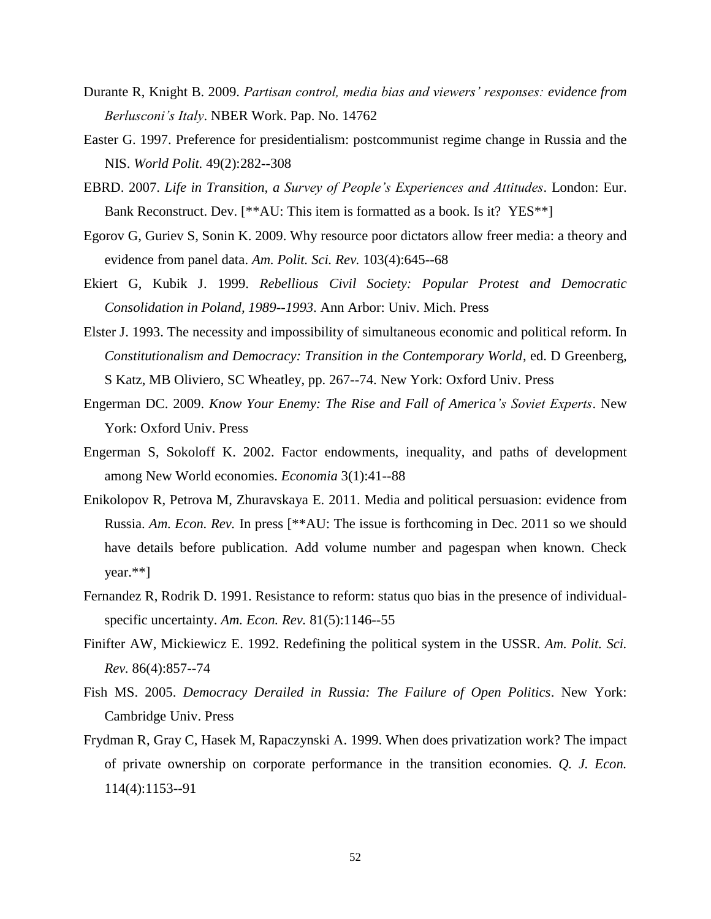Durante R, Knight B. 2009. *Partisan control, media bias and viewers' responses: evidence from Berlusconi's Italy*. NBER Work. Pap. No. 14762

Easter G. 1997. Preference for presidentialism: postcommunist regime change in Russia and the NIS. *World Polit.* 49(2):282--308

EBRD. 2007. *Life in Transition, a Survey of People's Experiences and Attitudes*. London: Eur. Bank Reconstruct. Dev. [**AU: This item is formatted as a book. Is it? YES**]

Egorov G, Guriev S, Sonin K. 2009. Why resource poor dictators allow freer media: a theory and evidence from panel data. *Am. Polit. Sci. Rev.* 103(4):645--68

Ekiert G, Kubik J. 1999. *Rebellious Civil Society: Popular Protest and Democratic Consolidation in Poland, 1989--1993*. Ann Arbor: Univ. Mich. Press

Elster J. 1993. The necessity and impossibility of simultaneous economic and political reform. In *Constitutionalism and Democracy: Transition in the Contemporary World*, ed. D Greenberg, S Katz, MB Oliviero, SC Wheatley, pp. 267--74. New York: Oxford Univ. Press

Engerman DC. 2009. *Know Your Enemy: The Rise and Fall of America's Soviet Experts*. New York: Oxford Univ. Press

Engerman S, Sokoloff K. 2002. Factor endowments, inequality, and paths of development among New World economies. *Economia* 3(1):41--88

Enikolopov R, Petrova M, Zhuravskaya E. 2011. Media and political persuasion: evidence from Russia. *Am. Econ. Rev.* In press [**AU: The issue is forthcoming in Dec. 2011 so we should have details before publication. Add volume number and pagespan when known. Check year.**]

Fernandez R, Rodrik D. 1991. Resistance to reform: status quo bias in the presence of individual-specific uncertainty. *Am. Econ. Rev.* 81(5):1146--55

Finifter AW, Mickiewicz E. 1992. Redefining the political system in the USSR. *Am. Polit. Sci. Rev.* 86(4):857--74

Fish MS. 2005. *Democracy Derailed in Russia: The Failure of Open Politics*. New York: Cambridge Univ. Press

Frydman R, Gray C, Hasek M, Rapaczynski A. 1999. When does privatization work? The impact of private ownership on corporate performance in the transition economies. *Q. J. Econ.* 114(4):1153--91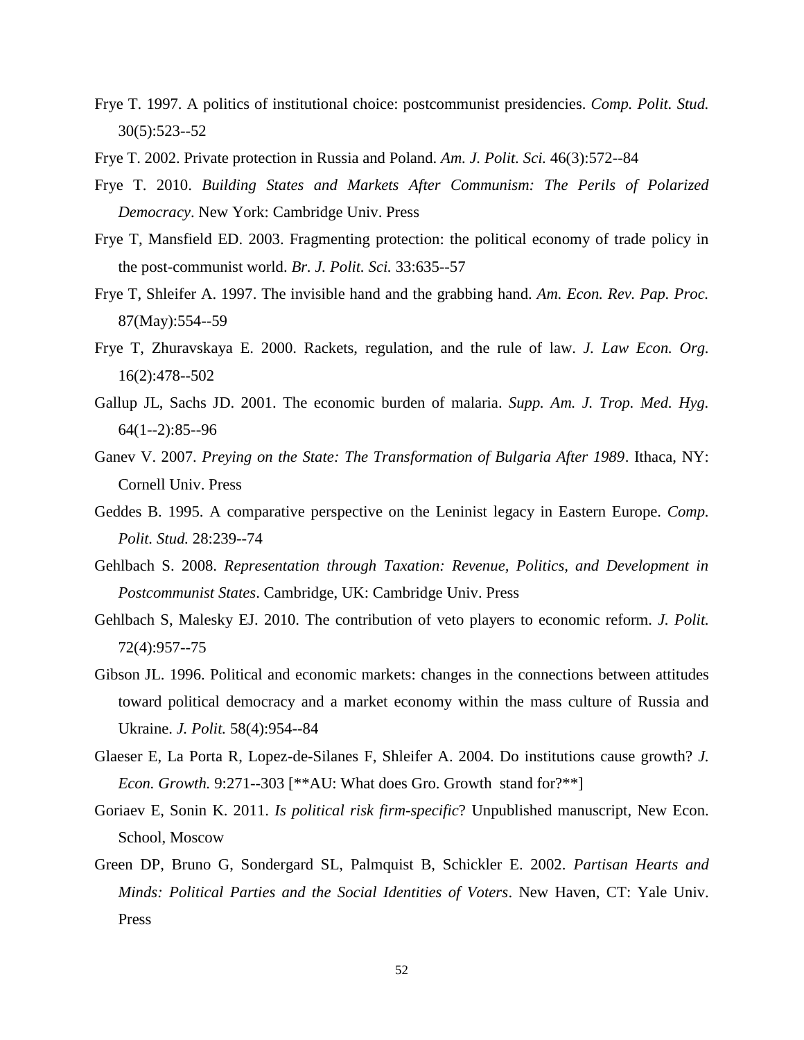Frye T. 1997. A politics of institutional choice: postcommunist presidencies. *Comp. Polit. Stud.* 30(5):523--52

Frye T. 2002. Private protection in Russia and Poland. *Am. J. Polit. Sci.* 46(3):572--84

Frye T. 2010. *Building States and Markets After Communism: The Perils of Polarized Democracy*. New York: Cambridge Univ. Press

Frye T, Mansfield ED. 2003. Fragmenting protection: the political economy of trade policy in the post-communist world. *Br. J. Polit. Sci.* 33:635--57

Frye T, Shleifer A. 1997. The invisible hand and the grabbing hand. *Am. Econ. Rev. Pap. Proc.* 87(May):554--59

Frye T, Zhuravskaya E. 2000. Rackets, regulation, and the rule of law. *J. Law Econ. Org.* 16(2):478--502

Gallup JL, Sachs JD. 2001. The economic burden of malaria. *Supp. Am. J. Trop. Med. Hyg.* 64(1--2):85--96

Ganev V. 2007. *Preying on the State: The Transformation of Bulgaria After 1989*. Ithaca, NY: Cornell Univ. Press

Geddes B. 1995. A comparative perspective on the Leninist legacy in Eastern Europe. *Comp. Polit. Stud.* 28:239--74

Gehlbach S. 2008. *Representation through Taxation: Revenue, Politics, and Development in Postcommunist States*. Cambridge, UK: Cambridge Univ. Press

Gehlbach S, Malesky EJ. 2010. The contribution of veto players to economic reform. *J. Polit.* 72(4):957--75

Gibson JL. 1996. Political and economic markets: changes in the connections between attitudes toward political democracy and a market economy within the mass culture of Russia and Ukraine. *J. Polit.* 58(4):954--84

Glaeser E, La Porta R, Lopez-de-Silanes F, Shleifer A. 2004. Do institutions cause growth? *J. Econ. Growth.* 9:271--303 [**AU: What does Gro. Growth stand for?**]

Goriaev E, Sonin K. 2011. *Is political risk firm-specific*? Unpublished manuscript, New Econ. School, Moscow

Green DP, Bruno G, Sondergard SL, Palmquist B, Schickler E. 2002. *Partisan Hearts and Minds: Political Parties and the Social Identities of Voters*. New Haven, CT: Yale Univ. Press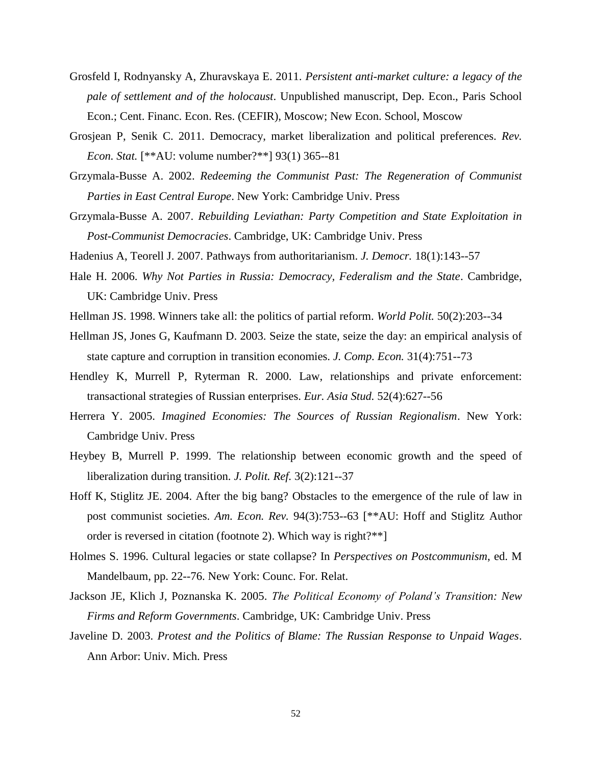Grosfeld I, Rodnyansky A, Zhuravskaya E. 2011. *Persistent anti-market culture: a legacy of the pale of settlement and of the holocaust*. Unpublished manuscript, Dep. Econ., Paris School Econ.; Cent. Financ. Econ. Res. (CEFIR), Moscow; New Econ. School, Moscow

Grosjean P, Senik C. 2011. Democracy, market liberalization and political preferences. *Rev. Econ. Stat.* [**AU: volume number?**] 93(1) 365--81

Grzymala-Busse A. 2002. *Redeeming the Communist Past: The Regeneration of Communist Parties in East Central Europe*. New York: Cambridge Univ. Press

Grzymala-Busse A. 2007. *Rebuilding Leviathan: Party Competition and State Exploitation in Post-Communist Democracies*. Cambridge, UK: Cambridge Univ. Press

Hadenius A, Teorell J. 2007. Pathways from authoritarianism. *J. Democr.* 18(1):143--57

Hale H. 2006. *Why Not Parties in Russia: Democracy, Federalism and the State*. Cambridge, UK: Cambridge Univ. Press

Hellman JS. 1998. Winners take all: the politics of partial reform. *World Polit.* 50(2):203--34

Hellman JS, Jones G, Kaufmann D. 2003. Seize the state, seize the day: an empirical analysis of state capture and corruption in transition economies. *J. Comp. Econ.* 31(4):751--73

Hendley K, Murrell P, Ryterman R. 2000. Law, relationships and private enforcement: transactional strategies of Russian enterprises. *Eur. Asia Stud.* 52(4):627--56

Herrera Y. 2005. *Imagined Economies: The Sources of Russian Regionalism*. New York: Cambridge Univ. Press

Heybey B, Murrell P. 1999. The relationship between economic growth and the speed of liberalization during transition. *J. Polit. Ref.* 3(2):121--37

Hoff K, Stiglitz JE. 2004. After the big bang? Obstacles to the emergence of the rule of law in post communist societies. *Am. Econ. Rev.* 94(3):753--63 [**AU: Hoff and Stiglitz Author order is reversed in citation (footnote 2). Which way is right?**]

Holmes S. 1996. Cultural legacies or state collapse? In *Perspectives on Postcommunism*, ed. M Mandelbaum, pp. 22--76. New York: Counc. For. Relat.

Jackson JE, Klich J, Poznanska K. 2005. *The Political Economy of Poland's Transition: New Firms and Reform Governments*. Cambridge, UK: Cambridge Univ. Press

Javeline D. 2003. *Protest and the Politics of Blame: The Russian Response to Unpaid Wages*. Ann Arbor: Univ. Mich. Press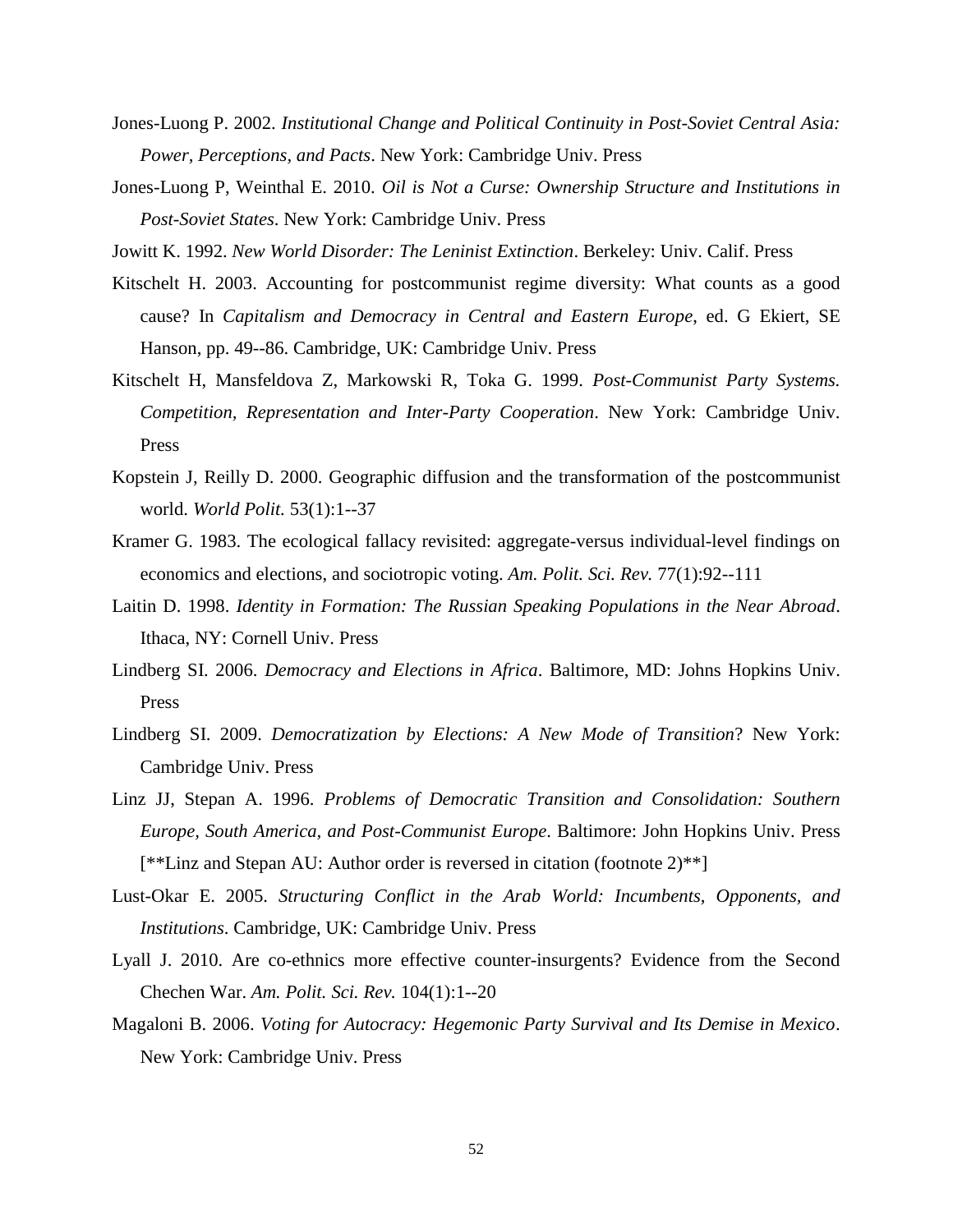Jones-Luong P. 2002. *Institutional Change and Political Continuity in Post-Soviet Central Asia: Power, Perceptions, and Pacts*. New York: Cambridge Univ. Press

Jones-Luong P, Weinthal E. 2010. *Oil is Not a Curse: Ownership Structure and Institutions in Post-Soviet States*. New York: Cambridge Univ. Press

Jowitt K. 1992. *New World Disorder: The Leninist Extinction*. Berkeley: Univ. Calif. Press

Kitschelt H. 2003. Accounting for postcommunist regime diversity: What counts as a good cause? In *Capitalism and Democracy in Central and Eastern Europe*, ed. G Ekiert, SE Hanson, pp. 49--86. Cambridge, UK: Cambridge Univ. Press

Kitschelt H, Mansfeldova Z, Markowski R, Toka G. 1999. *Post-Communist Party Systems. Competition, Representation and Inter-Party Cooperation*. New York: Cambridge Univ. Press

Kopstein J, Reilly D. 2000. Geographic diffusion and the transformation of the postcommunist world. *World Polit.* 53(1):1--37

Kramer G. 1983. The ecological fallacy revisited: aggregate-versus individual-level findings on economics and elections, and sociotropic voting. *Am. Polit. Sci. Rev.* 77(1):92--111

Laitin D. 1998. *Identity in Formation: The Russian Speaking Populations in the Near Abroad*. Ithaca, NY: Cornell Univ. Press

Lindberg SI. 2006. *Democracy and Elections in Africa*. Baltimore, MD: Johns Hopkins Univ. Press

Lindberg SI. 2009. *Democratization by Elections: A New Mode of Transition*? New York: Cambridge Univ. Press

Linz JJ, Stepan A. 1996. *Problems of Democratic Transition and Consolidation: Southern Europe, South America, and Post-Communist Europe*. Baltimore: John Hopkins Univ. Press [**Linz and Stepan AU: Author order is reversed in citation (footnote 2)**]

Lust-Okar E. 2005. *Structuring Conflict in the Arab World: Incumbents, Opponents, and Institutions*. Cambridge, UK: Cambridge Univ. Press

Lyall J. 2010. Are co-ethnics more effective counter-insurgents? Evidence from the Second Chechen War. *Am. Polit. Sci. Rev.* 104(1):1--20

Magaloni B. 2006. *Voting for Autocracy: Hegemonic Party Survival and Its Demise in Mexico*. New York: Cambridge Univ. Press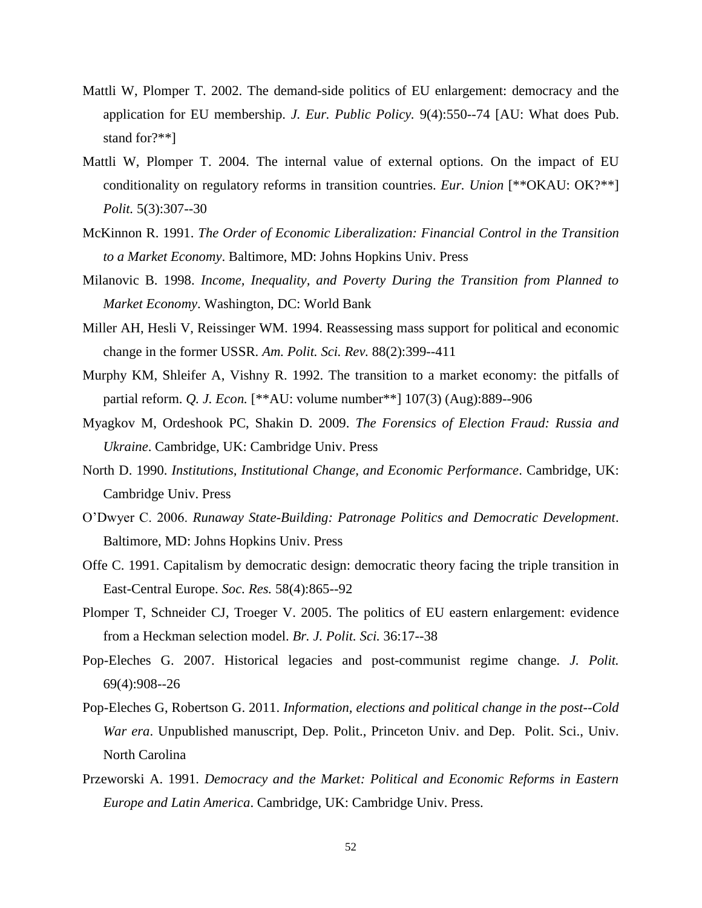Mattli W, Plomper T. 2002. The demand-side politics of EU enlargement: democracy and the application for EU membership. *J. Eur. Public Policy.* 9(4):550--74 [AU: What does Pub. stand for?**]

Mattli W, Plomper T. 2004. The internal value of external options. On the impact of EU conditionality on regulatory reforms in transition countries. *Eur. Union* [**OKAU: OK?**] *Polit.* 5(3):307--30

McKinnon R. 1991. *The Order of Economic Liberalization: Financial Control in the Transition to a Market Economy*. Baltimore, MD: Johns Hopkins Univ. Press

Milanovic B. 1998. *Income, Inequality, and Poverty During the Transition from Planned to Market Economy*. Washington, DC: World Bank

Miller AH, Hesli V, Reissinger WM. 1994. Reassessing mass support for political and economic change in the former USSR. *Am. Polit. Sci. Rev.* 88(2):399--411

Murphy KM, Shleifer A, Vishny R. 1992. The transition to a market economy: the pitfalls of partial reform. *Q. J. Econ.* [**AU: volume number**] 107(3) (Aug):889--906

Myagkov M, Ordeshook PC, Shakin D. 2009. *The Forensics of Election Fraud: Russia and Ukraine*. Cambridge, UK: Cambridge Univ. Press

North D. 1990. *Institutions, Institutional Change, and Economic Performance*. Cambridge, UK: Cambridge Univ. Press

O'Dwyer C. 2006. *Runaway State-Building: Patronage Politics and Democratic Development*. Baltimore, MD: Johns Hopkins Univ. Press

Offe C. 1991. Capitalism by democratic design: democratic theory facing the triple transition in East-Central Europe. *Soc. Res.* 58(4):865--92

Plomper T, Schneider CJ, Troeger V. 2005. The politics of EU eastern enlargement: evidence from a Heckman selection model. *Br. J. Polit. Sci.* 36:17--38

Pop-Eleches G. 2007. Historical legacies and post-communist regime change. *J. Polit.* 69(4):908--26

Pop-Eleches G, Robertson G. 2011. *Information, elections and political change in the post--Cold War era*. Unpublished manuscript, Dep. Polit., Princeton Univ. and Dep. Polit. Sci., Univ. North Carolina

Przeworski A. 1991. *Democracy and the Market: Political and Economic Reforms in Eastern Europe and Latin America*. Cambridge, UK: Cambridge Univ. Press.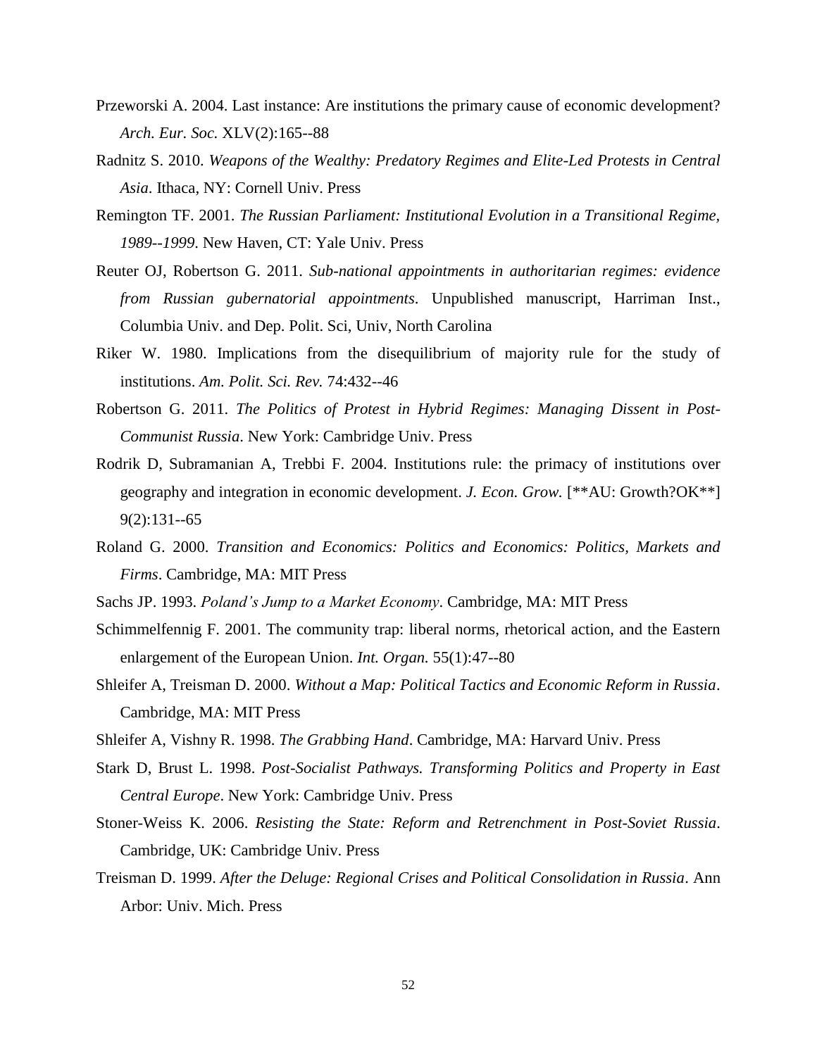Przeworski A. 2004. Last instance: Are institutions the primary cause of economic development? *Arch. Eur. Soc.* XLV(2):165--88

Radnitz S. 2010. *Weapons of the Wealthy: Predatory Regimes and Elite-Led Protests in Central Asia*. Ithaca, NY: Cornell Univ. Press

Remington TF. 2001. *The Russian Parliament: Institutional Evolution in a Transitional Regime, 1989--1999*. New Haven, CT: Yale Univ. Press

Reuter OJ, Robertson G. 2011. *Sub-national appointments in authoritarian regimes: evidence from Russian gubernatorial appointments*. Unpublished manuscript, Harriman Inst., Columbia Univ. and Dep. Polit. Sci, Univ, North Carolina

Riker W. 1980. Implications from the disequilibrium of majority rule for the study of institutions. *Am. Polit. Sci. Rev.* 74:432--46

Robertson G. 2011. *The Politics of Protest in Hybrid Regimes: Managing Dissent in Post-Communist Russia*. New York: Cambridge Univ. Press

Rodrik D, Subramanian A, Trebbi F. 2004. Institutions rule: the primacy of institutions over geography and integration in economic development. *J. Econ. Grow.* [**AU: Growth?OK**] 9(2):131--65

Roland G. 2000. *Transition and Economics: Politics and Economics: Politics, Markets and Firms*. Cambridge, MA: MIT Press

Sachs JP. 1993. *Poland's Jump to a Market Economy*. Cambridge, MA: MIT Press

Schimmelfennig F. 2001. The community trap: liberal norms, rhetorical action, and the Eastern enlargement of the European Union. *Int. Organ.* 55(1):47--80

Shleifer A, Treisman D. 2000. *Without a Map: Political Tactics and Economic Reform in Russia*. Cambridge, MA: MIT Press

Shleifer A, Vishny R. 1998. *The Grabbing Hand*. Cambridge, MA: Harvard Univ. Press

Stark D, Brust L. 1998. *Post-Socialist Pathways. Transforming Politics and Property in East Central Europe*. New York: Cambridge Univ. Press

Stoner-Weiss K. 2006. *Resisting the State: Reform and Retrenchment in Post-Soviet Russia*. Cambridge, UK: Cambridge Univ. Press

Treisman D. 1999. *After the Deluge: Regional Crises and Political Consolidation in Russia*. Ann Arbor: Univ. Mich. Press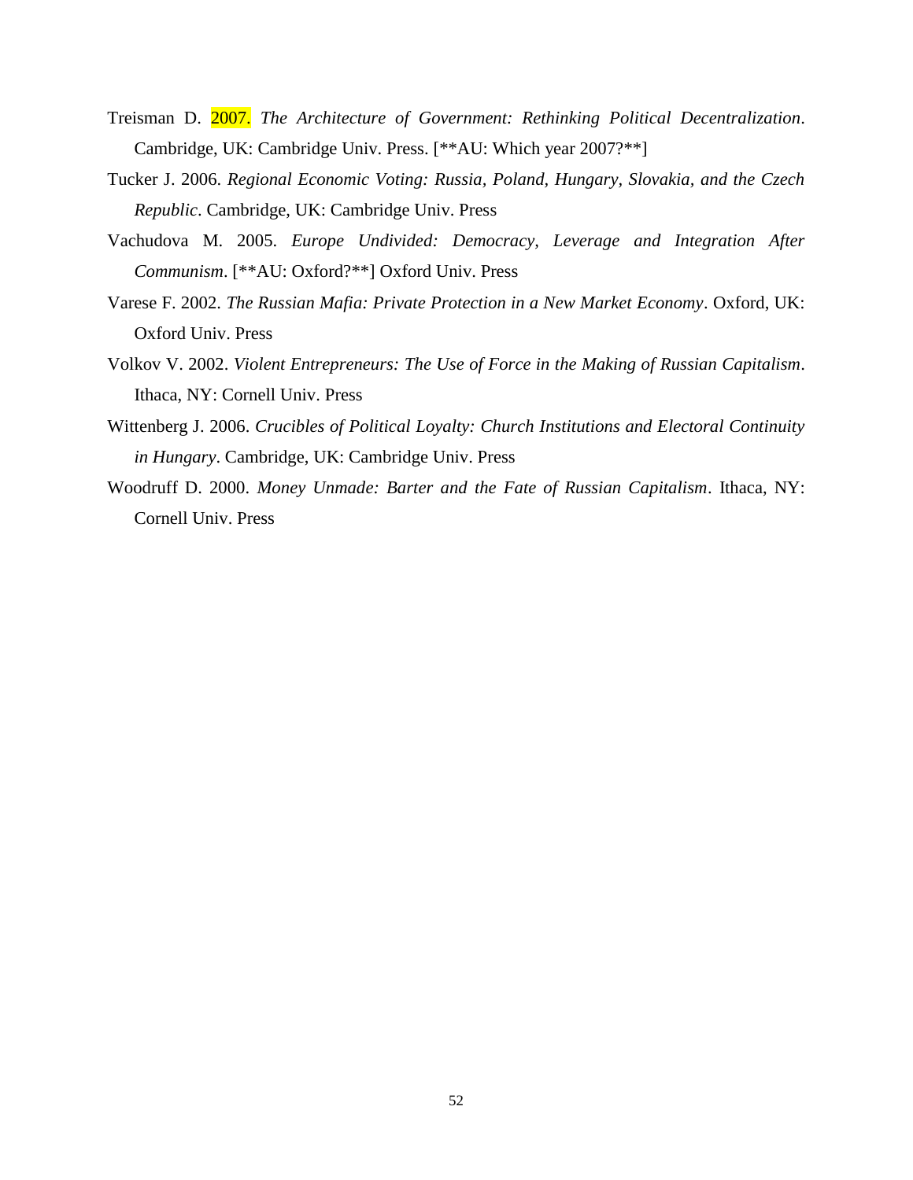Treisman D. 2007. *The Architecture of Government: Rethinking Political Decentralization*. Cambridge, UK: Cambridge Univ. Press. [**AU: Which year 2007?**]

Tucker J. 2006. *Regional Economic Voting: Russia, Poland, Hungary, Slovakia, and the Czech Republic*. Cambridge, UK: Cambridge Univ. Press

Vachudova M. 2005. *Europe Undivided: Democracy, Leverage and Integration After Communism*. [**AU: Oxford?**] Oxford Univ. Press

Varese F. 2002. *The Russian Mafia: Private Protection in a New Market Economy*. Oxford, UK: Oxford Univ. Press

Volkov V. 2002. *Violent Entrepreneurs: The Use of Force in the Making of Russian Capitalism*. Ithaca, NY: Cornell Univ. Press

Wittenberg J. 2006. *Crucibles of Political Loyalty: Church Institutions and Electoral Continuity in Hungary*. Cambridge, UK: Cambridge Univ. Press

Woodruff D. 2000. *Money Unmade: Barter and the Fate of Russian Capitalism*. Ithaca, NY: Cornell Univ. Press